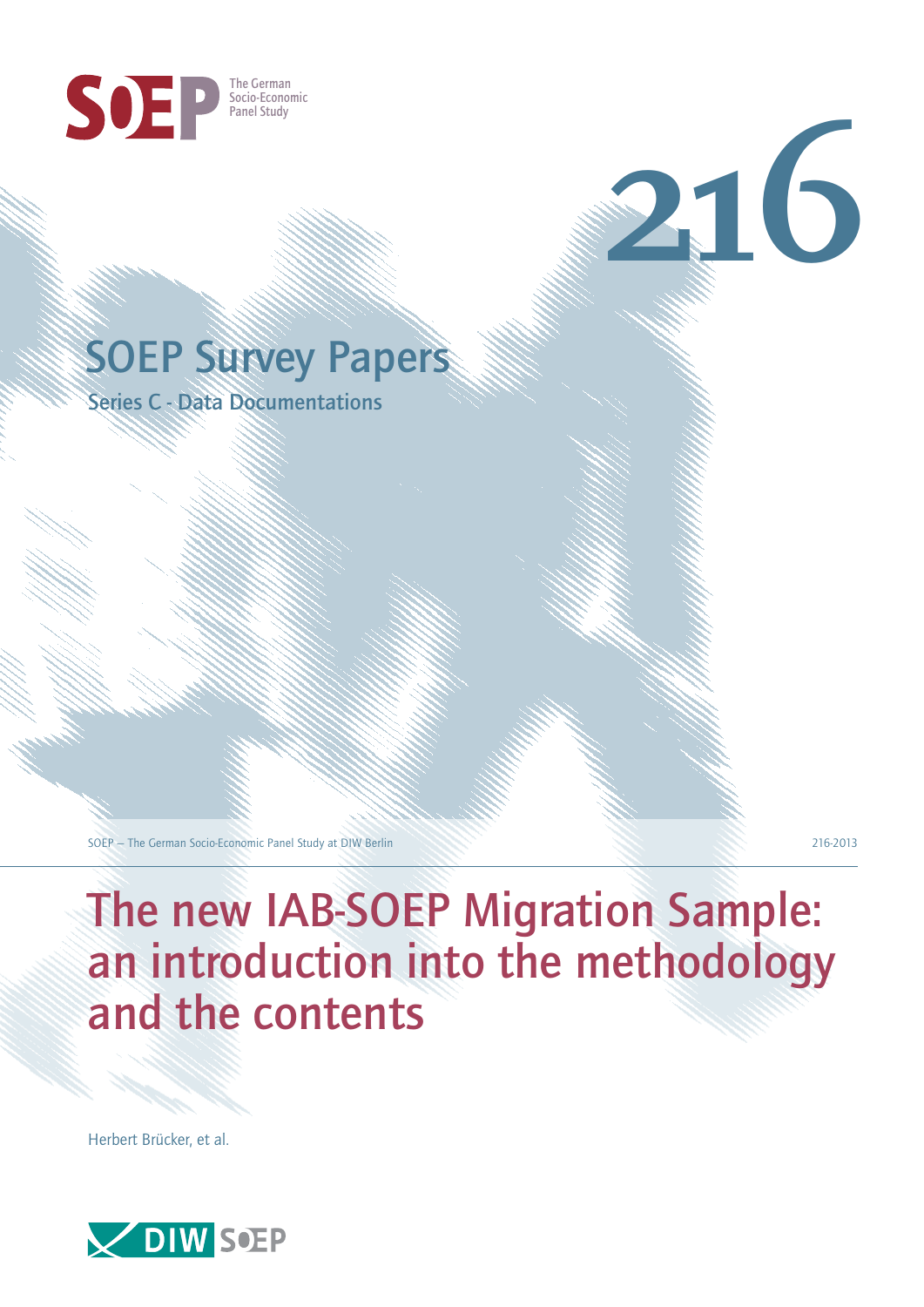SOEP The German Socio-Economic Panel Study

216

SOEP Survey Papers

Series C - Data Documentations

SOEP — The German Socio-Economic Panel Study at DIW Berlin

216-2013

# The new IAB-SOEP Migration Sample: an introduction into the methodology and the contents

Herbert Brücker, et al.

DIW SOEP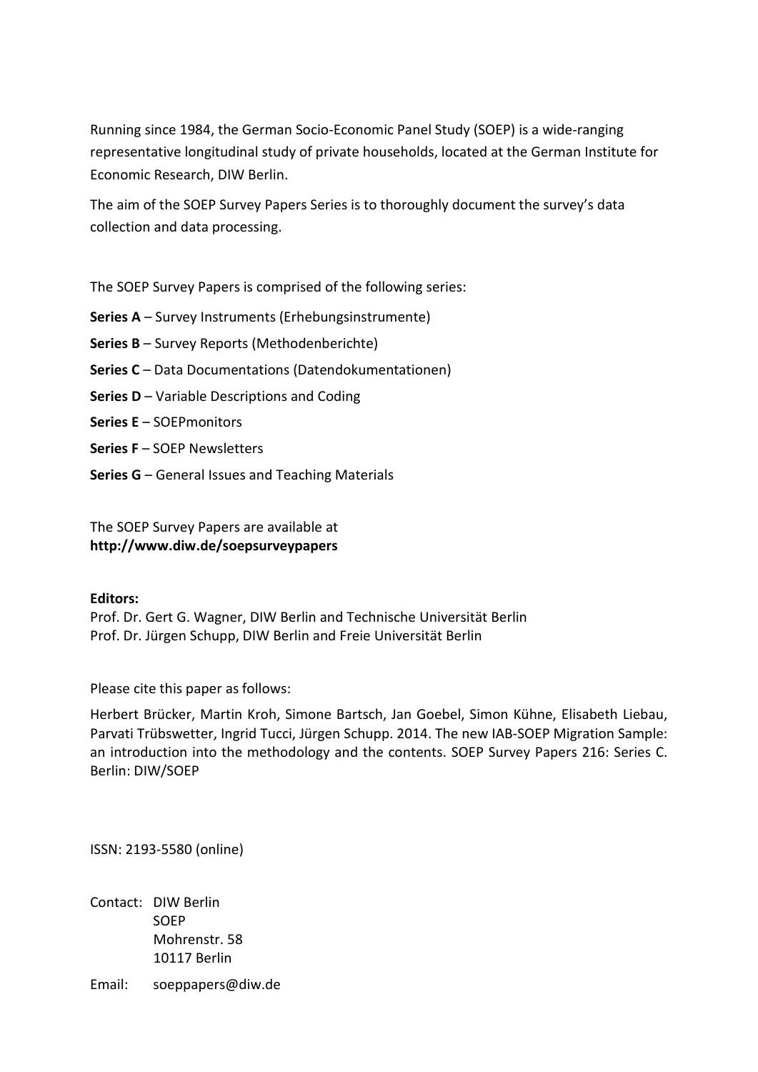Running since 1984, the German Socio-Economic Panel Study (SOEP) is a wide-ranging representative longitudinal study of private households, located at the German Institute for Economic Research, DIW Berlin.

The aim of the SOEP Survey Papers Series is to thoroughly document the survey's data collection and data processing.

The SOEP Survey Papers is comprised of the following series:

**Series A** – Survey Instruments (Erhebungsinstrumente)

**Series B** – Survey Reports (Methodenberichte)

**Series C** – Data Documentations (Datendokumentationen)

**Series D** – Variable Descriptions and Coding

**Series E** – SOEPmonitors

**Series F** – SOEP Newsletters

**Series G** – General Issues and Teaching Materials

The SOEP Survey Papers are available at
**http://www.diw.de/soepsurveypapers**

**Editors:**
Prof. Dr. Gert G. Wagner, DIW Berlin and Technische Universität Berlin
Prof. Dr. Jürgen Schupp, DIW Berlin and Freie Universität Berlin

Please cite this paper as follows:

Herbert Brücker, Martin Kroh, Simone Bartsch, Jan Goebel, Simon Kühne, Elisabeth Liebau, Parvati Trübswetter, Ingrid Tucci, Jürgen Schupp. 2014. The new IAB-SOEP Migration Sample: an introduction into the methodology and the contents. SOEP Survey Papers 216: Series C. Berlin: DIW/SOEP

ISSN: 2193-5580 (online)

Contact: DIW Berlin
SOEP
Mohrenstr. 58
10117 Berlin

Email: soeppapers@diw.de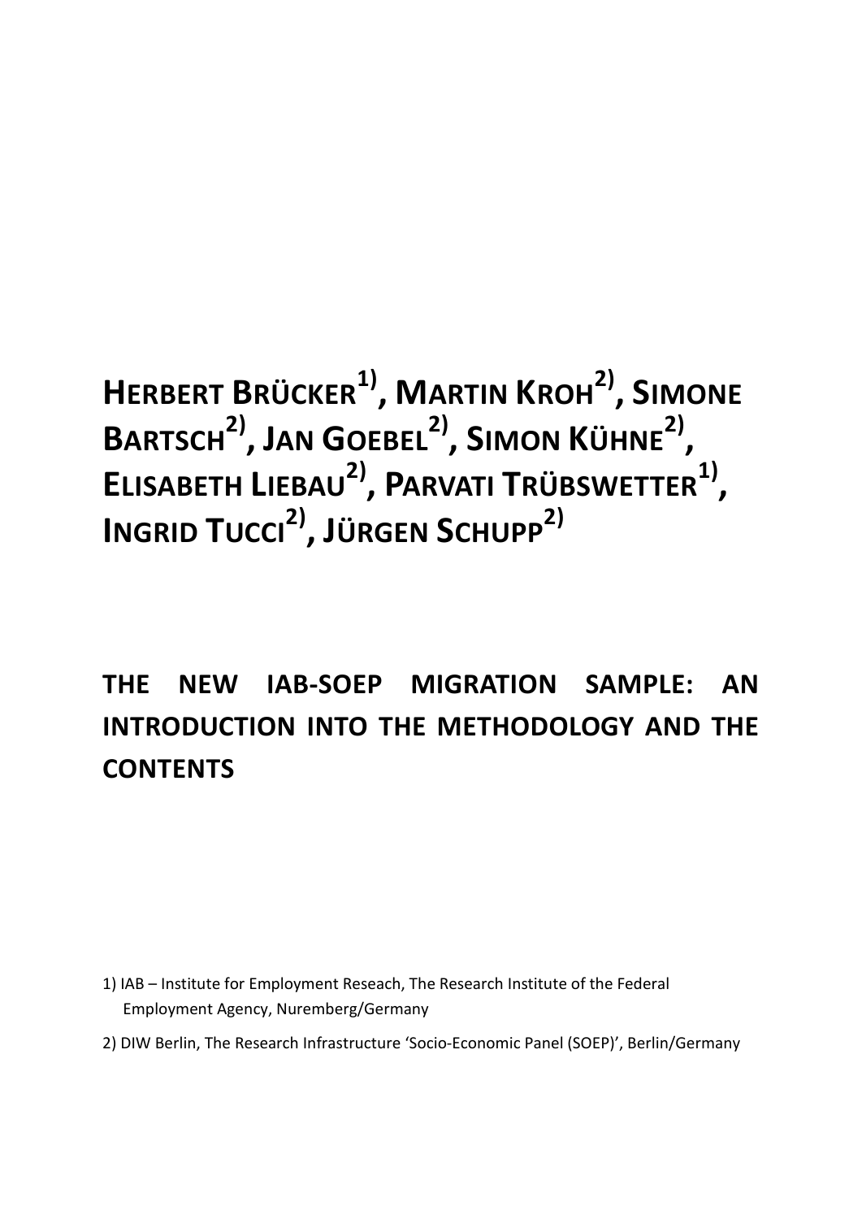**Herbert Brücker[1], Martin Kroh[2], Simone Bartsch[2], Jan Goebel[2], Simon Kühne[2], Elisabeth Liebau[2], Parvati Trübswetter[1], Ingrid Tucci[2], Jürgen Schupp[2]**

# THE NEW IAB-SOEP MIGRATION SAMPLE: AN INTRODUCTION INTO THE METHODOLOGY AND THE CONTENTS

1) IAB – Institute for Employment Reseach, The Research Institute of the Federal Employment Agency, Nuremberg/Germany

2) DIW Berlin, The Research Infrastructure 'Socio-Economic Panel (SOEP)', Berlin/Germany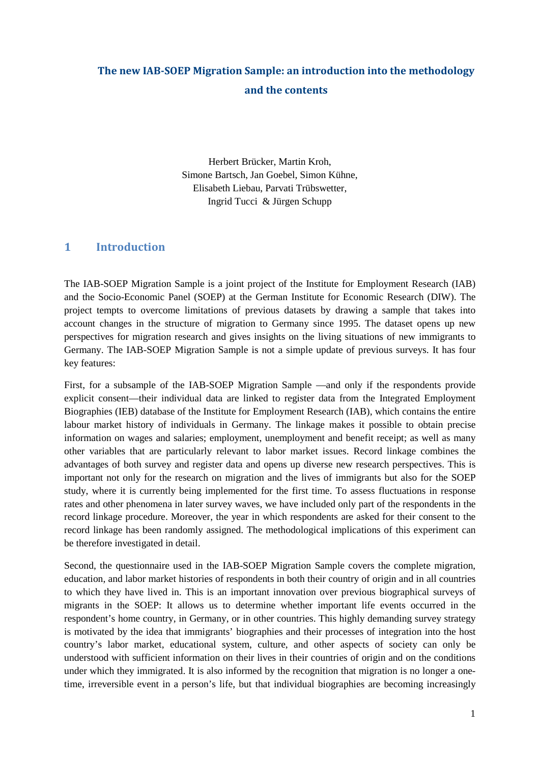# The new IAB-SOEP Migration Sample: an introduction into the methodology and the contents

Herbert Brücker, Martin Kroh, Simone Bartsch, Jan Goebel, Simon Kühne, Elisabeth Liebau, Parvati Trübswetter, Ingrid Tucci & Jürgen Schupp

## 1 Introduction

The IAB-SOEP Migration Sample is a joint project of the Institute for Employment Research (IAB) and the Socio-Economic Panel (SOEP) at the German Institute for Economic Research (DIW). The project tempts to overcome limitations of previous datasets by drawing a sample that takes into account changes in the structure of migration to Germany since 1995. The dataset opens up new perspectives for migration research and gives insights on the living situations of new immigrants to Germany. The IAB-SOEP Migration Sample is not a simple update of previous surveys. It has four key features:

First, for a subsample of the IAB-SOEP Migration Sample —and only if the respondents provide explicit consent—their individual data are linked to register data from the Integrated Employment Biographies (IEB) database of the Institute for Employment Research (IAB), which contains the entire labour market history of individuals in Germany. The linkage makes it possible to obtain precise information on wages and salaries; employment, unemployment and benefit receipt; as well as many other variables that are particularly relevant to labor market issues. Record linkage combines the advantages of both survey and register data and opens up diverse new research perspectives. This is important not only for the research on migration and the lives of immigrants but also for the SOEP study, where it is currently being implemented for the first time. To assess fluctuations in response rates and other phenomena in later survey waves, we have included only part of the respondents in the record linkage procedure. Moreover, the year in which respondents are asked for their consent to the record linkage has been randomly assigned. The methodological implications of this experiment can be therefore investigated in detail.

Second, the questionnaire used in the IAB-SOEP Migration Sample covers the complete migration, education, and labor market histories of respondents in both their country of origin and in all countries to which they have lived in. This is an important innovation over previous biographical surveys of migrants in the SOEP: It allows us to determine whether important life events occurred in the respondent's home country, in Germany, or in other countries. This highly demanding survey strategy is motivated by the idea that immigrants' biographies and their processes of integration into the host country's labor market, educational system, culture, and other aspects of society can only be understood with sufficient information on their lives in their countries of origin and on the conditions under which they immigrated. It is also informed by the recognition that migration is no longer a one-time, irreversible event in a person's life, but that individual biographies are becoming increasingly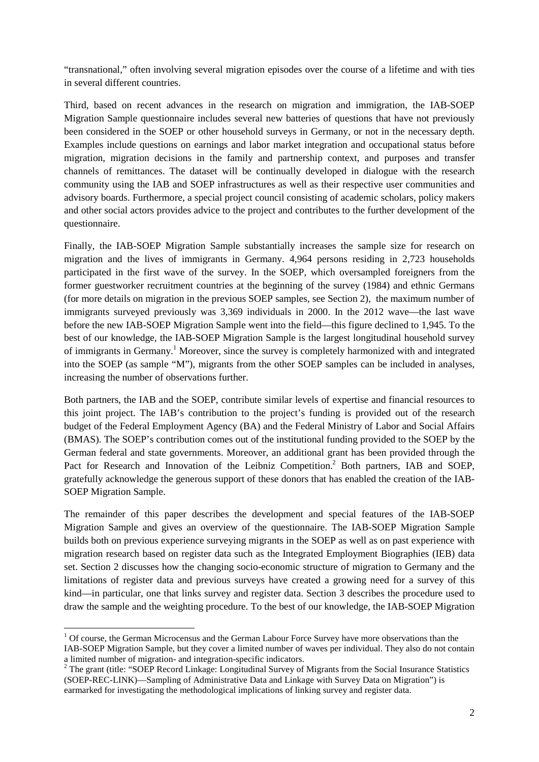"transnational," often involving several migration episodes over the course of a lifetime and with ties in several different countries.

Third, based on recent advances in the research on migration and immigration, the IAB-SOEP Migration Sample questionnaire includes several new batteries of questions that have not previously been considered in the SOEP or other household surveys in Germany, or not in the necessary depth. Examples include questions on earnings and labor market integration and occupational status before migration, migration decisions in the family and partnership context, and purposes and transfer channels of remittances. The dataset will be continually developed in dialogue with the research community using the IAB and SOEP infrastructures as well as their respective user communities and advisory boards. Furthermore, a special project council consisting of academic scholars, policy makers and other social actors provides advice to the project and contributes to the further development of the questionnaire.

Finally, the IAB-SOEP Migration Sample substantially increases the sample size for research on migration and the lives of immigrants in Germany. 4,964 persons residing in 2,723 households participated in the first wave of the survey. In the SOEP, which oversampled foreigners from the former guestworker recruitment countries at the beginning of the survey (1984) and ethnic Germans (for more details on migration in the previous SOEP samples, see Section 2), the maximum number of immigrants surveyed previously was 3,369 individuals in 2000. In the 2012 wave—the last wave before the new IAB-SOEP Migration Sample went into the field—this figure declined to 1,945. To the best of our knowledge, the IAB-SOEP Migration Sample is the largest longitudinal household survey of immigrants in Germany.[1] Moreover, since the survey is completely harmonized with and integrated into the SOEP (as sample "M"), migrants from the other SOEP samples can be included in analyses, increasing the number of observations further.

Both partners, the IAB and the SOEP, contribute similar levels of expertise and financial resources to this joint project. The IAB's contribution to the project's funding is provided out of the research budget of the Federal Employment Agency (BA) and the Federal Ministry of Labor and Social Affairs (BMAS). The SOEP's contribution comes out of the institutional funding provided to the SOEP by the German federal and state governments. Moreover, an additional grant has been provided through the Pact for Research and Innovation of the Leibniz Competition.[2] Both partners, IAB and SOEP, gratefully acknowledge the generous support of these donors that has enabled the creation of the IAB-SOEP Migration Sample.

The remainder of this paper describes the development and special features of the IAB-SOEP Migration Sample and gives an overview of the questionnaire. The IAB-SOEP Migration Sample builds both on previous experience surveying migrants in the SOEP as well as on past experience with migration research based on register data such as the Integrated Employment Biographies (IEB) data set. Section 2 discusses how the changing socio-economic structure of migration to Germany and the limitations of register data and previous surveys have created a growing need for a survey of this kind—in particular, one that links survey and register data. Section 3 describes the procedure used to draw the sample and the weighting procedure. To the best of our knowledge, the IAB-SOEP Migration

---

[1] Of course, the German Microcensus and the German Labour Force Survey have more observations than the IAB-SOEP Migration Sample, but they cover a limited number of waves per individual. They also do not contain a limited number of migration- and integration-specific indicators.

[2] The grant (title: "SOEP Record Linkage: Longitudinal Survey of Migrants from the Social Insurance Statistics (SOEP-REC-LINK)—Sampling of Administrative Data and Linkage with Survey Data on Migration") is earmarked for investigating the methodological implications of linking survey and register data.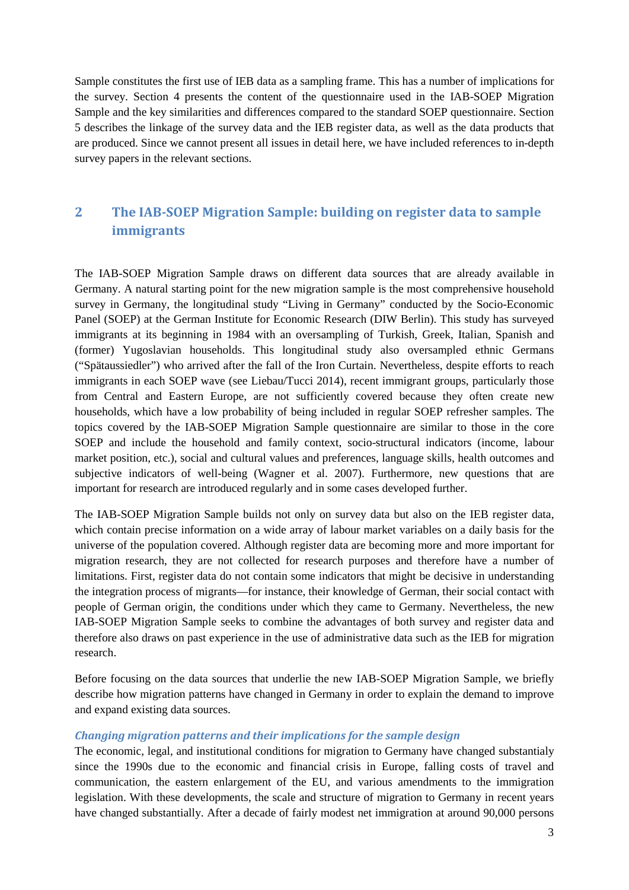Sample constitutes the first use of IEB data as a sampling frame. This has a number of implications for the survey. Section 4 presents the content of the questionnaire used in the IAB-SOEP Migration Sample and the key similarities and differences compared to the standard SOEP questionnaire. Section 5 describes the linkage of the survey data and the IEB register data, as well as the data products that are produced. Since we cannot present all issues in detail here, we have included references to in-depth survey papers in the relevant sections.

## 2 The IAB-SOEP Migration Sample: building on register data to sample immigrants

The IAB-SOEP Migration Sample draws on different data sources that are already available in Germany. A natural starting point for the new migration sample is the most comprehensive household survey in Germany, the longitudinal study "Living in Germany" conducted by the Socio-Economic Panel (SOEP) at the German Institute for Economic Research (DIW Berlin). This study has surveyed immigrants at its beginning in 1984 with an oversampling of Turkish, Greek, Italian, Spanish and (former) Yugoslavian households. This longitudinal study also oversampled ethnic Germans ("Spätaussiedler") who arrived after the fall of the Iron Curtain. Nevertheless, despite efforts to reach immigrants in each SOEP wave (see Liebau/Tucci 2014), recent immigrant groups, particularly those from Central and Eastern Europe, are not sufficiently covered because they often create new households, which have a low probability of being included in regular SOEP refresher samples. The topics covered by the IAB-SOEP Migration Sample questionnaire are similar to those in the core SOEP and include the household and family context, socio-structural indicators (income, labour market position, etc.), social and cultural values and preferences, language skills, health outcomes and subjective indicators of well-being (Wagner et al. 2007). Furthermore, new questions that are important for research are introduced regularly and in some cases developed further.

The IAB-SOEP Migration Sample builds not only on survey data but also on the IEB register data, which contain precise information on a wide array of labour market variables on a daily basis for the universe of the population covered. Although register data are becoming more and more important for migration research, they are not collected for research purposes and therefore have a number of limitations. First, register data do not contain some indicators that might be decisive in understanding the integration process of migrants—for instance, their knowledge of German, their social contact with people of German origin, the conditions under which they came to Germany. Nevertheless, the new IAB-SOEP Migration Sample seeks to combine the advantages of both survey and register data and therefore also draws on past experience in the use of administrative data such as the IEB for migration research.

Before focusing on the data sources that underlie the new IAB-SOEP Migration Sample, we briefly describe how migration patterns have changed in Germany in order to explain the demand to improve and expand existing data sources.

### *Changing migration patterns and their implications for the sample design*

The economic, legal, and institutional conditions for migration to Germany have changed substantialy since the 1990s due to the economic and financial crisis in Europe, falling costs of travel and communication, the eastern enlargement of the EU, and various amendments to the immigration legislation. With these developments, the scale and structure of migration to Germany in recent years have changed substantially. After a decade of fairly modest net immigration at around 90,000 persons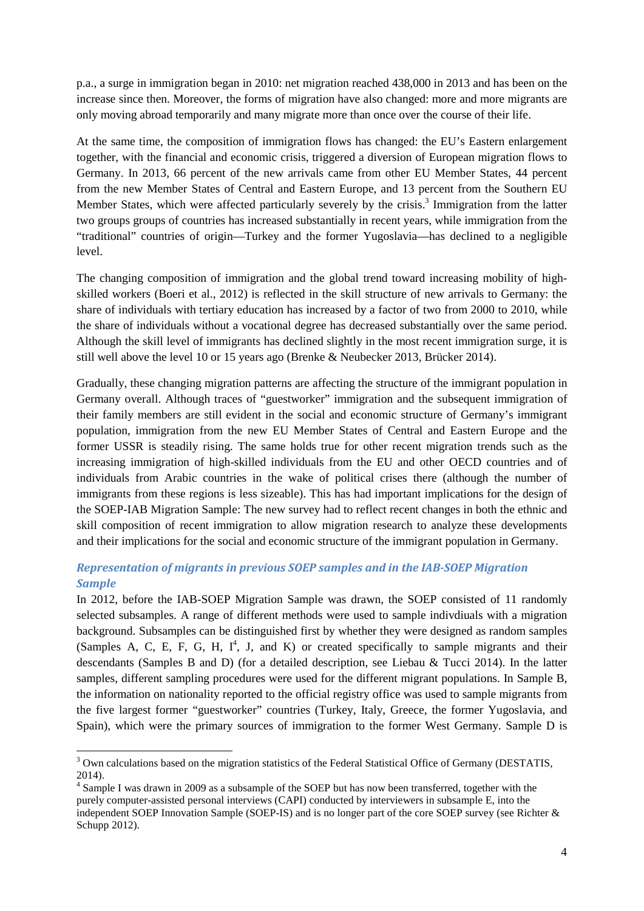p.a., a surge in immigration began in 2010: net migration reached 438,000 in 2013 and has been on the increase since then. Moreover, the forms of migration have also changed: more and more migrants are only moving abroad temporarily and many migrate more than once over the course of their life.

At the same time, the composition of immigration flows has changed: the EU's Eastern enlargement together, with the financial and economic crisis, triggered a diversion of European migration flows to Germany. In 2013, 66 percent of the new arrivals came from other EU Member States, 44 percent from the new Member States of Central and Eastern Europe, and 13 percent from the Southern EU Member States, which were affected particularly severely by the crisis.[3] Immigration from the latter two groups groups of countries has increased substantially in recent years, while immigration from the "traditional" countries of origin—Turkey and the former Yugoslavia—has declined to a negligible level.

The changing composition of immigration and the global trend toward increasing mobility of high-skilled workers (Boeri et al., 2012) is reflected in the skill structure of new arrivals to Germany: the share of individuals with tertiary education has increased by a factor of two from 2000 to 2010, while the share of individuals without a vocational degree has decreased substantially over the same period. Although the skill level of immigrants has declined slightly in the most recent immigration surge, it is still well above the level 10 or 15 years ago (Brenke & Neubecker 2013, Brücker 2014).

Gradually, these changing migration patterns are affecting the structure of the immigrant population in Germany overall. Although traces of "guestworker" immigration and the subsequent immigration of their family members are still evident in the social and economic structure of Germany's immigrant population, immigration from the new EU Member States of Central and Eastern Europe and the former USSR is steadily rising. The same holds true for other recent migration trends such as the increasing immigration of high-skilled individuals from the EU and other OECD countries and of individuals from Arabic countries in the wake of political crises there (although the number of immigrants from these regions is less sizeable). This has had important implications for the design of the SOEP-IAB Migration Sample: The new survey had to reflect recent changes in both the ethnic and skill composition of recent immigration to allow migration research to analyze these developments and their implications for the social and economic structure of the immigrant population in Germany.

### *Representation of migrants in previous SOEP samples and in the IAB-SOEP Migration Sample*

In 2012, before the IAB-SOEP Migration Sample was drawn, the SOEP consisted of 11 randomly selected subsamples. A range of different methods were used to sample indivdiuals with a migration background. Subsamples can be distinguished first by whether they were designed as random samples (Samples A, C, E, F, G, H, I[4], J, and K) or created specifically to sample migrants and their descendants (Samples B and D) (for a detailed description, see Liebau & Tucci 2014). In the latter samples, different sampling procedures were used for the different migrant populations. In Sample B, the information on nationality reported to the official registry office was used to sample migrants from the five largest former "guestworker" countries (Turkey, Italy, Greece, the former Yugoslavia, and Spain), which were the primary sources of immigration to the former West Germany. Sample D is

---

[3] Own calculations based on the migration statistics of the Federal Statistical Office of Germany (DESTATIS, 2014).

[4] Sample I was drawn in 2009 as a subsample of the SOEP but has now been transferred, together with the purely computer-assisted personal interviews (CAPI) conducted by interviewers in subsample E, into the independent SOEP Innovation Sample (SOEP-IS) and is no longer part of the core SOEP survey (see Richter & Schupp 2012).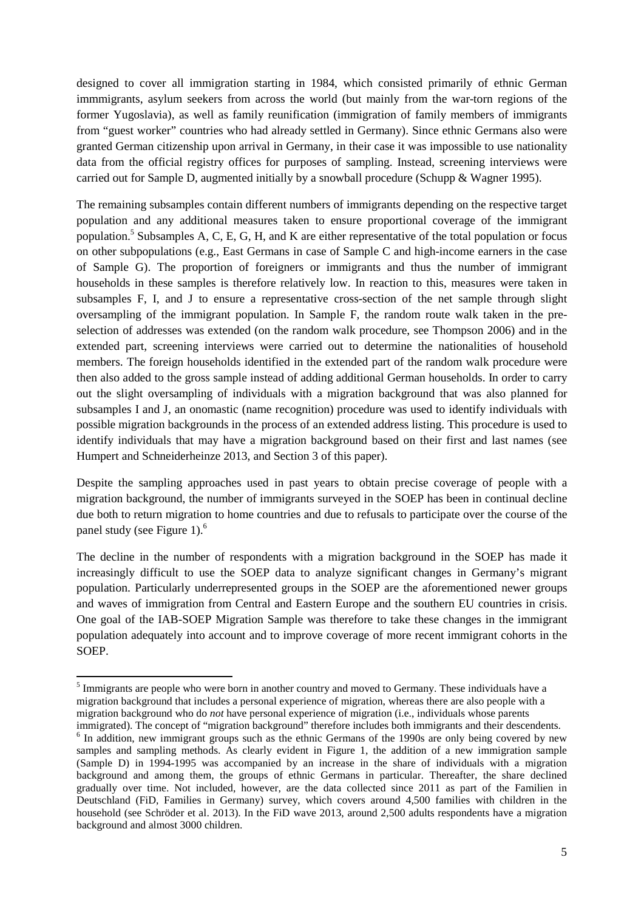designed to cover all immigration starting in 1984, which consisted primarily of ethnic German immmigrants, asylum seekers from across the world (but mainly from the war-torn regions of the former Yugoslavia), as well as family reunification (immigration of family members of immigrants from "guest worker" countries who had already settled in Germany). Since ethnic Germans also were granted German citizenship upon arrival in Germany, in their case it was impossible to use nationality data from the official registry offices for purposes of sampling. Instead, screening interviews were carried out for Sample D, augmented initially by a snowball procedure (Schupp & Wagner 1995).

The remaining subsamples contain different numbers of immigrants depending on the respective target population and any additional measures taken to ensure proportional coverage of the immigrant population.[5] Subsamples A, C, E, G, H, and K are either representative of the total population or focus on other subpopulations (e.g., East Germans in case of Sample C and high-income earners in the case of Sample G). The proportion of foreigners or immigrants and thus the number of immigrant households in these samples is therefore relatively low. In reaction to this, measures were taken in subsamples F, I, and J to ensure a representative cross-section of the net sample through slight oversampling of the immigrant population. In Sample F, the random route walk taken in the pre-selection of addresses was extended (on the random walk procedure, see Thompson 2006) and in the extended part, screening interviews were carried out to determine the nationalities of household members. The foreign households identified in the extended part of the random walk procedure were then also added to the gross sample instead of adding additional German households. In order to carry out the slight oversampling of individuals with a migration background that was also planned for subsamples I and J, an onomastic (name recognition) procedure was used to identify individuals with possible migration backgrounds in the process of an extended address listing. This procedure is used to identify individuals that may have a migration background based on their first and last names (see Humpert and Schneiderheinze 2013, and Section 3 of this paper).

Despite the sampling approaches used in past years to obtain precise coverage of people with a migration background, the number of immigrants surveyed in the SOEP has been in continual decline due both to return migration to home countries and due to refusals to participate over the course of the panel study (see Figure 1).[6]

The decline in the number of respondents with a migration background in the SOEP has made it increasingly difficult to use the SOEP data to analyze significant changes in Germany's migrant population. Particularly underrepresented groups in the SOEP are the aforementioned newer groups and waves of immigration from Central and Eastern Europe and the southern EU countries in crisis. One goal of the IAB-SOEP Migration Sample was therefore to take these changes in the immigrant population adequately into account and to improve coverage of more recent immigrant cohorts in the SOEP.

[5] Immigrants are people who were born in another country and moved to Germany. These individuals have a migration background that includes a personal experience of migration, whereas there are also people with a migration background who do *not* have personal experience of migration (i.e., individuals whose parents immigrated). The concept of "migration background" therefore includes both immigrants and their descendents.

[6] In addition, new immigrant groups such as the ethnic Germans of the 1990s are only being covered by new samples and sampling methods. As clearly evident in Figure 1, the addition of a new immigration sample (Sample D) in 1994-1995 was accompanied by an increase in the share of individuals with a migration background and among them, the groups of ethnic Germans in particular. Thereafter, the share declined gradually over time. Not included, however, are the data collected since 2011 as part of the Familien in Deutschland (FiD, Families in Germany) survey, which covers around 4,500 families with children in the household (see Schröder et al. 2013). In the FiD wave 2013, around 2,500 adults respondents have a migration background and almost 3000 children.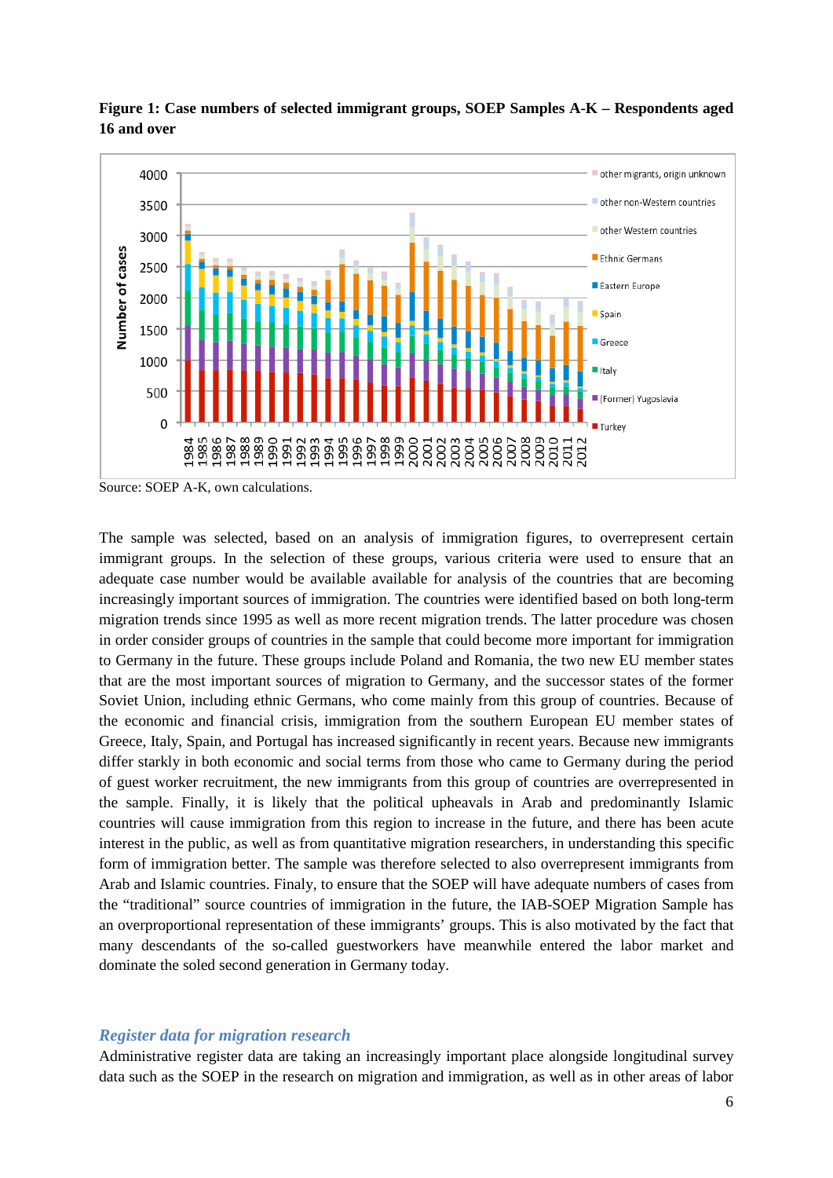**Figure 1: Case numbers of selected immigrant groups, SOEP Samples A-K – Respondents aged 16 and over**

Source: SOEP A-K, own calculations.

The sample was selected, based on an analysis of immigration figures, to overrepresent certain immigrant groups. In the selection of these groups, various criteria were used to ensure that an adequate case number would be available available for analysis of the countries that are becoming increasingly important sources of immigration. The countries were identified based on both long-term migration trends since 1995 as well as more recent migration trends. The latter procedure was chosen in order consider groups of countries in the sample that could become more important for immigration to Germany in the future. These groups include Poland and Romania, the two new EU member states that are the most important sources of migration to Germany, and the successor states of the former Soviet Union, including ethnic Germans, who come mainly from this group of countries. Because of the economic and financial crisis, immigration from the southern European EU member states of Greece, Italy, Spain, and Portugal has increased significantly in recent years. Because new immigrants differ starkly in both economic and social terms from those who came to Germany during the period of guest worker recruitment, the new immigrants from this group of countries are overrepresented in the sample. Finally, it is likely that the political upheavals in Arab and predominantly Islamic countries will cause immigration from this region to increase in the future, and there has been acute interest in the public, as well as from quantitative migration researchers, in understanding this specific form of immigration better. The sample was therefore selected to also overrepresent immigrants from Arab and Islamic countries. Finaly, to ensure that the SOEP will have adequate numbers of cases from the "traditional" source countries of immigration in the future, the IAB-SOEP Migration Sample has an overproportional representation of these immigrants' groups. This is also motivated by the fact that many descendants of the so-called guestworkers have meanwhile entered the labor market and dominate the soled second generation in Germany today.

### *Register data for migration research*

Administrative register data are taking an increasingly important place alongside longitudinal survey data such as the SOEP in the research on migration and immigration, as well as in other areas of labor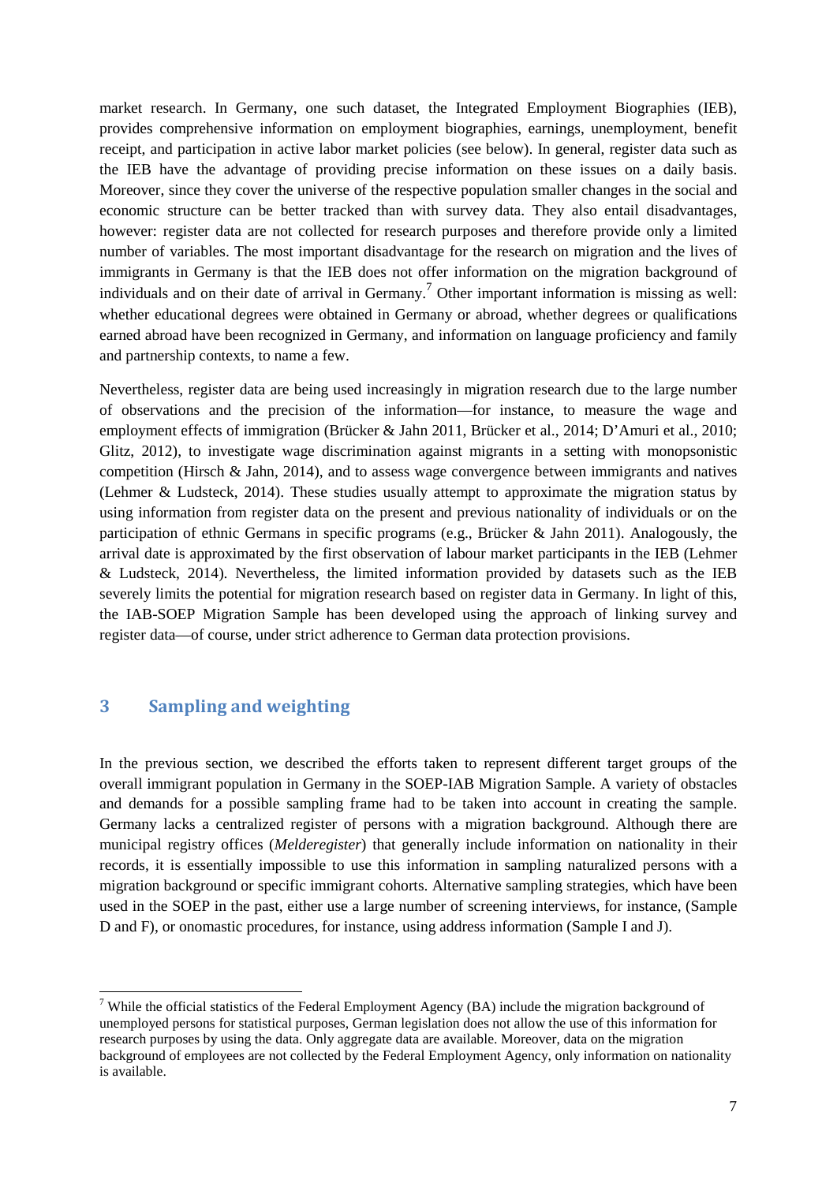market research. In Germany, one such dataset, the Integrated Employment Biographies (IEB), provides comprehensive information on employment biographies, earnings, unemployment, benefit receipt, and participation in active labor market policies (see below). In general, register data such as the IEB have the advantage of providing precise information on these issues on a daily basis. Moreover, since they cover the universe of the respective population smaller changes in the social and economic structure can be better tracked than with survey data. They also entail disadvantages, however: register data are not collected for research purposes and therefore provide only a limited number of variables. The most important disadvantage for the research on migration and the lives of immigrants in Germany is that the IEB does not offer information on the migration background of individuals and on their date of arrival in Germany.[7] Other important information is missing as well: whether educational degrees were obtained in Germany or abroad, whether degrees or qualifications earned abroad have been recognized in Germany, and information on language proficiency and family and partnership contexts, to name a few.

Nevertheless, register data are being used increasingly in migration research due to the large number of observations and the precision of the information—for instance, to measure the wage and employment effects of immigration (Brücker & Jahn 2011, Brücker et al., 2014; D'Amuri et al., 2010; Glitz, 2012), to investigate wage discrimination against migrants in a setting with monopsonistic competition (Hirsch & Jahn, 2014), and to assess wage convergence between immigrants and natives (Lehmer & Ludsteck, 2014). These studies usually attempt to approximate the migration status by using information from register data on the present and previous nationality of individuals or on the participation of ethnic Germans in specific programs (e.g., Brücker & Jahn 2011). Analogously, the arrival date is approximated by the first observation of labour market participants in the IEB (Lehmer & Ludsteck, 2014). Nevertheless, the limited information provided by datasets such as the IEB severely limits the potential for migration research based on register data in Germany. In light of this, the IAB-SOEP Migration Sample has been developed using the approach of linking survey and register data—of course, under strict adherence to German data protection provisions.

## 3 Sampling and weighting

In the previous section, we described the efforts taken to represent different target groups of the overall immigrant population in Germany in the SOEP-IAB Migration Sample. A variety of obstacles and demands for a possible sampling frame had to be taken into account in creating the sample. Germany lacks a centralized register of persons with a migration background. Although there are municipal registry offices (*Melderegister*) that generally include information on nationality in their records, it is essentially impossible to use this information in sampling naturalized persons with a migration background or specific immigrant cohorts. Alternative sampling strategies, which have been used in the SOEP in the past, either use a large number of screening interviews, for instance, (Sample D and F), or onomastic procedures, for instance, using address information (Sample I and J).

[7] While the official statistics of the Federal Employment Agency (BA) include the migration background of unemployed persons for statistical purposes, German legislation does not allow the use of this information for research purposes by using the data. Only aggregate data are available. Moreover, data on the migration background of employees are not collected by the Federal Employment Agency, only information on nationality is available.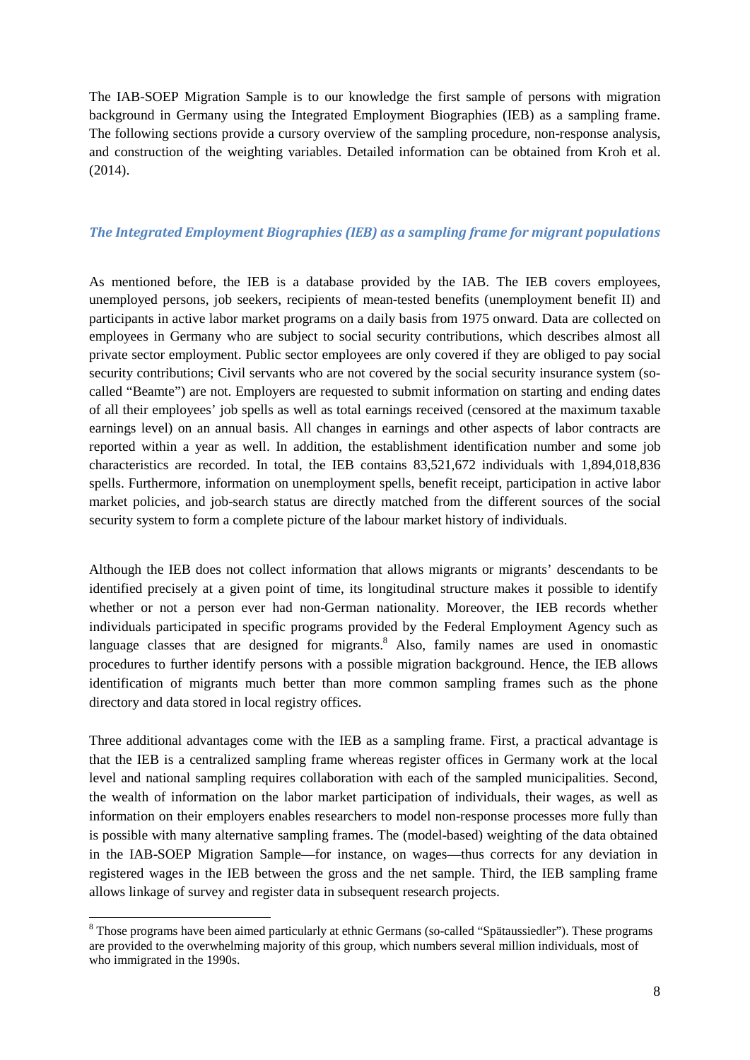The IAB-SOEP Migration Sample is to our knowledge the first sample of persons with migration background in Germany using the Integrated Employment Biographies (IEB) as a sampling frame. The following sections provide a cursory overview of the sampling procedure, non-response analysis, and construction of the weighting variables. Detailed information can be obtained from Kroh et al. (2014).

### *The Integrated Employment Biographies (IEB) as a sampling frame for migrant populations*

As mentioned before, the IEB is a database provided by the IAB. The IEB covers employees, unemployed persons, job seekers, recipients of mean-tested benefits (unemployment benefit II) and participants in active labor market programs on a daily basis from 1975 onward. Data are collected on employees in Germany who are subject to social security contributions, which describes almost all private sector employment. Public sector employees are only covered if they are obliged to pay social security contributions; Civil servants who are not covered by the social security insurance system (so-called "Beamte") are not. Employers are requested to submit information on starting and ending dates of all their employees' job spells as well as total earnings received (censored at the maximum taxable earnings level) on an annual basis. All changes in earnings and other aspects of labor contracts are reported within a year as well. In addition, the establishment identification number and some job characteristics are recorded. In total, the IEB contains 83,521,672 individuals with 1,894,018,836 spells. Furthermore, information on unemployment spells, benefit receipt, participation in active labor market policies, and job-search status are directly matched from the different sources of the social security system to form a complete picture of the labour market history of individuals.

Although the IEB does not collect information that allows migrants or migrants' descendants to be identified precisely at a given point of time, its longitudinal structure makes it possible to identify whether or not a person ever had non-German nationality. Moreover, the IEB records whether individuals participated in specific programs provided by the Federal Employment Agency such as language classes that are designed for migrants.[8] Also, family names are used in onomastic procedures to further identify persons with a possible migration background. Hence, the IEB allows identification of migrants much better than more common sampling frames such as the phone directory and data stored in local registry offices.

Three additional advantages come with the IEB as a sampling frame. First, a practical advantage is that the IEB is a centralized sampling frame whereas register offices in Germany work at the local level and national sampling requires collaboration with each of the sampled municipalities. Second, the wealth of information on the labor market participation of individuals, their wages, as well as information on their employers enables researchers to model non-response processes more fully than is possible with many alternative sampling frames. The (model-based) weighting of the data obtained in the IAB-SOEP Migration Sample—for instance, on wages—thus corrects for any deviation in registered wages in the IEB between the gross and the net sample. Third, the IEB sampling frame allows linkage of survey and register data in subsequent research projects.

[8] Those programs have been aimed particularly at ethnic Germans (so-called "Spätaussiedler"). These programs are provided to the overwhelming majority of this group, which numbers several million individuals, most of who immigrated in the 1990s.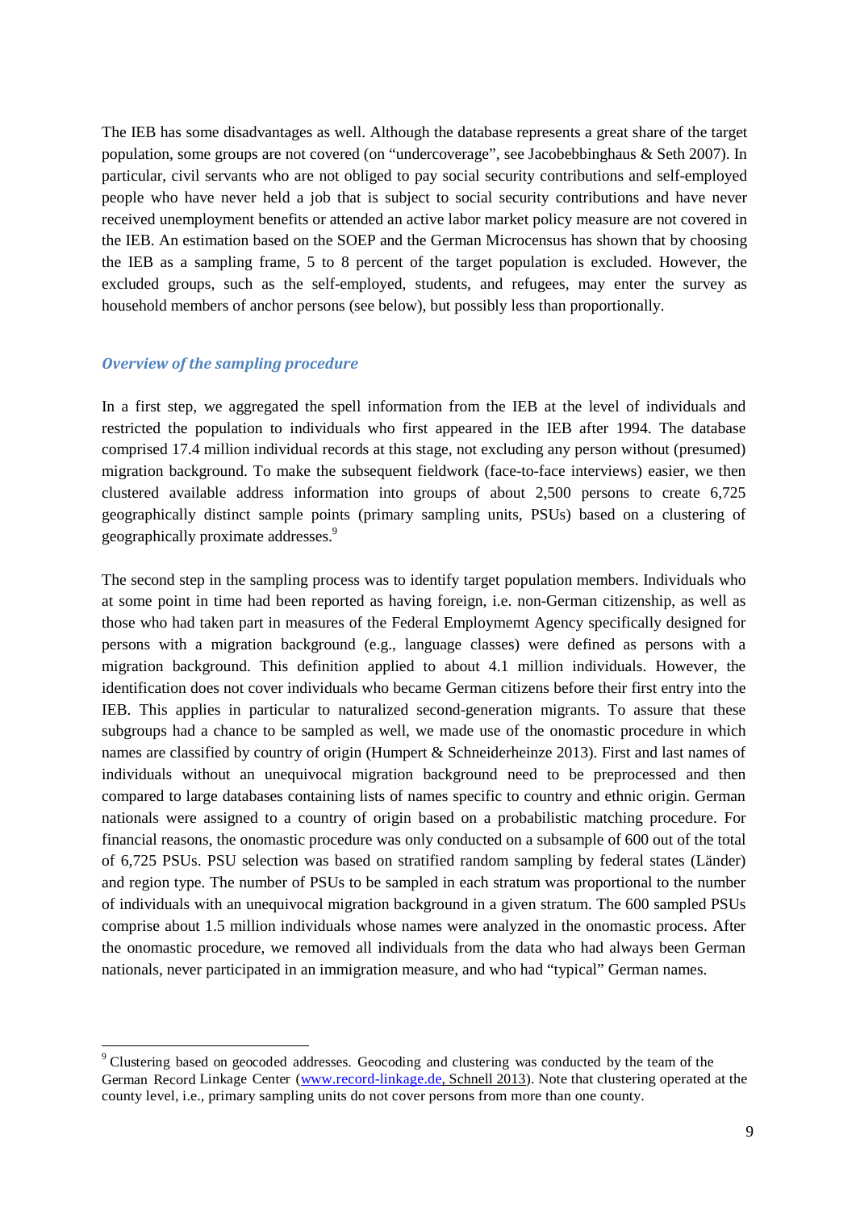The IEB has some disadvantages as well. Although the database represents a great share of the target population, some groups are not covered (on "undercoverage", see Jacobebbinghaus & Seth 2007). In particular, civil servants who are not obliged to pay social security contributions and self-employed people who have never held a job that is subject to social security contributions and have never received unemployment benefits or attended an active labor market policy measure are not covered in the IEB. An estimation based on the SOEP and the German Microcensus has shown that by choosing the IEB as a sampling frame, 5 to 8 percent of the target population is excluded. However, the excluded groups, such as the self-employed, students, and refugees, may enter the survey as household members of anchor persons (see below), but possibly less than proportionally.

### *Overview of the sampling procedure*

In a first step, we aggregated the spell information from the IEB at the level of individuals and restricted the population to individuals who first appeared in the IEB after 1994. The database comprised 17.4 million individual records at this stage, not excluding any person without (presumed) migration background. To make the subsequent fieldwork (face-to-face interviews) easier, we then clustered available address information into groups of about 2,500 persons to create 6,725 geographically distinct sample points (primary sampling units, PSUs) based on a clustering of geographically proximate addresses.[9]

The second step in the sampling process was to identify target population members. Individuals who at some point in time had been reported as having foreign, i.e. non-German citizenship, as well as those who had taken part in measures of the Federal Employmemt Agency specifically designed for persons with a migration background (e.g., language classes) were defined as persons with a migration background. This definition applied to about 4.1 million individuals. However, the identification does not cover individuals who became German citizens before their first entry into the IEB. This applies in particular to naturalized second-generation migrants. To assure that these subgroups had a chance to be sampled as well, we made use of the onomastic procedure in which names are classified by country of origin (Humpert & Schneiderheinze 2013). First and last names of individuals without an unequivocal migration background need to be preprocessed and then compared to large databases containing lists of names specific to country and ethnic origin. German nationals were assigned to a country of origin based on a probabilistic matching procedure. For financial reasons, the onomastic procedure was only conducted on a subsample of 600 out of the total of 6,725 PSUs. PSU selection was based on stratified random sampling by federal states (Länder) and region type. The number of PSUs to be sampled in each stratum was proportional to the number of individuals with an unequivocal migration background in a given stratum. The 600 sampled PSUs comprise about 1.5 million individuals whose names were analyzed in the onomastic process. After the onomastic procedure, we removed all individuals from the data who had always been German nationals, never participated in an immigration measure, and who had "typical" German names.

---

[9] Clustering based on geocoded addresses. Geocoding and clustering was conducted by the team of the German Record Linkage Center (www.record-linkage.de, Schnell 2013). Note that clustering operated at the county level, i.e., primary sampling units do not cover persons from more than one county.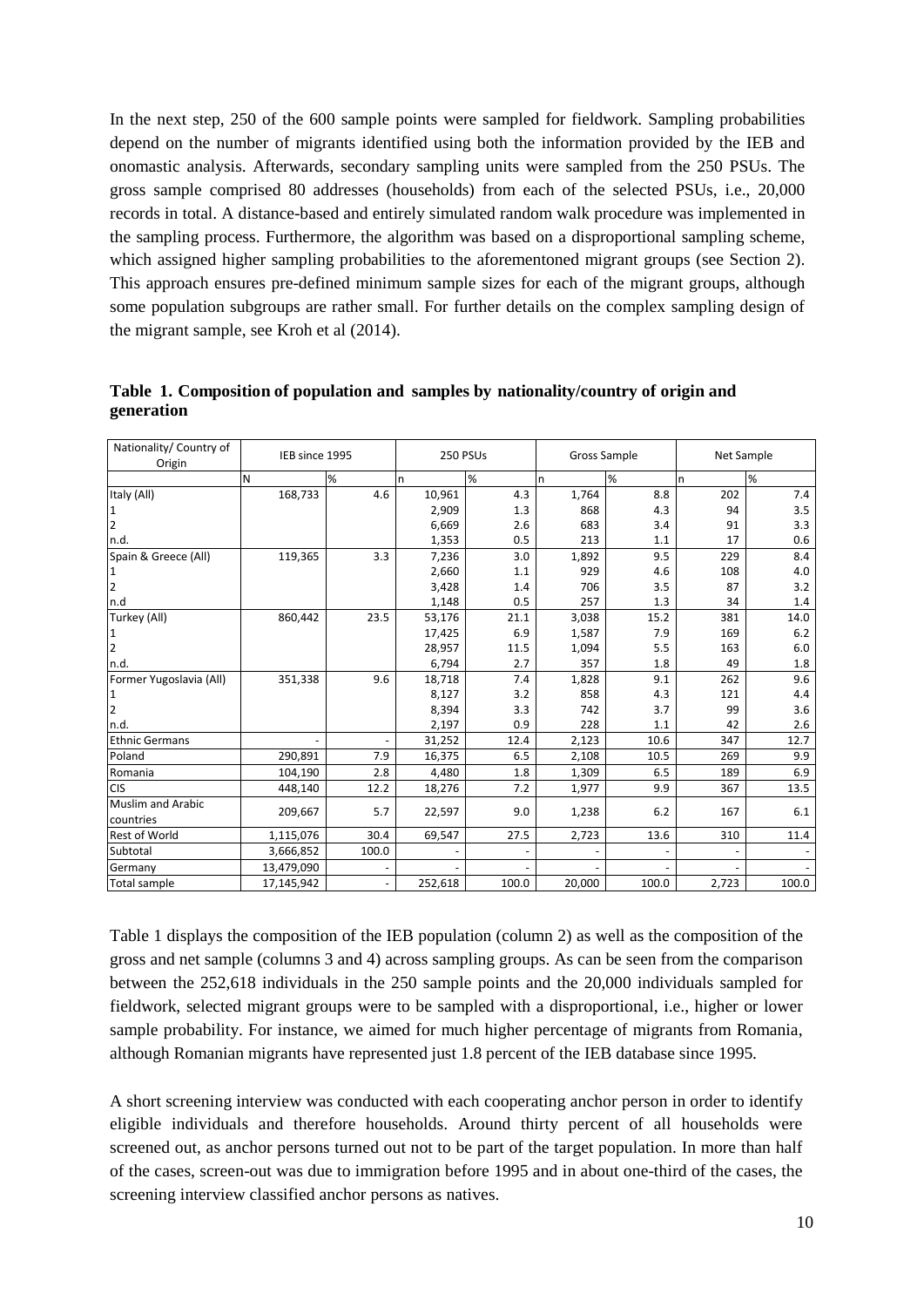In the next step, 250 of the 600 sample points were sampled for fieldwork. Sampling probabilities depend on the number of migrants identified using both the information provided by the IEB and onomastic analysis. Afterwards, secondary sampling units were sampled from the 250 PSUs. The gross sample comprised 80 addresses (households) from each of the selected PSUs, i.e., 20,000 records in total. A distance-based and entirely simulated random walk procedure was implemented in the sampling process. Furthermore, the algorithm was based on a disproportional sampling scheme, which assigned higher sampling probabilities to the aforementoned migrant groups (see Section 2). This approach ensures pre-defined minimum sample sizes for each of the migrant groups, although some population subgroups are rather small. For further details on the complex sampling design of the migrant sample, see Kroh et al (2014).

**Table 1. Composition of population and samples by nationality/country of origin and generation**

| Nationality/ Country of Origin | IEB since 1995 | | 250 PSUs | | Gross Sample | | Net Sample | |
|---|---|---|---|---|---|---|---|---|
| | N | % | n | % | n | % | n | % |
| Italy (All) | 168,733 | 4.6 | 10,961 | 4.3 | 1,764 | 8.8 | 202 | 7.4 |
| 1 | | | 2,909 | 1.3 | 868 | 4.3 | 94 | 3.5 |
| 2 | | | 6,669 | 2.6 | 683 | 3.4 | 91 | 3.3 |
| n.d. | | | 1,353 | 0.5 | 213 | 1.1 | 17 | 0.6 |
| Spain & Greece (All) | 119,365 | 3.3 | 7,236 | 3.0 | 1,892 | 9.5 | 229 | 8.4 |
| 1 | | | 2,660 | 1.1 | 929 | 4.6 | 108 | 4.0 |
| 2 | | | 3,428 | 1.4 | 706 | 3.5 | 87 | 3.2 |
| n.d | | | 1,148 | 0.5 | 257 | 1.3 | 34 | 1.4 |
| Turkey (All) | 860,442 | 23.5 | 53,176 | 21.1 | 3,038 | 15.2 | 381 | 14.0 |
| 1 | | | 17,425 | 6.9 | 1,587 | 7.9 | 169 | 6.2 |
| 2 | | | 28,957 | 11.5 | 1,094 | 5.5 | 163 | 6.0 |
| n.d. | | | 6,794 | 2.7 | 357 | 1.8 | 49 | 1.8 |
| Former Yugoslavia (All) | 351,338 | 9.6 | 18,718 | 7.4 | 1,828 | 9.1 | 262 | 9.6 |
| 1 | | | 8,127 | 3.2 | 858 | 4.3 | 121 | 4.4 |
| 2 | | | 8,394 | 3.3 | 742 | 3.7 | 99 | 3.6 |
| n.d. | | | 2,197 | 0.9 | 228 | 1.1 | 42 | 2.6 |
| Ethnic Germans | - | - | 31,252 | 12.4 | 2,123 | 10.6 | 347 | 12.7 |
| Poland | 290,891 | 7.9 | 16,375 | 6.5 | 2,108 | 10.5 | 269 | 9.9 |
| Romania | 104,190 | 2.8 | 4,480 | 1.8 | 1,309 | 6.5 | 189 | 6.9 |
| CIS | 448,140 | 12.2 | 18,276 | 7.2 | 1,977 | 9.9 | 367 | 13.5 |
| Muslim and Arabic countries | 209,667 | 5.7 | 22,597 | 9.0 | 1,238 | 6.2 | 167 | 6.1 |
| Rest of World | 1,115,076 | 30.4 | 69,547 | 27.5 | 2,723 | 13.6 | 310 | 11.4 |
| Subtotal | 3,666,852 | 100.0 | - | - | - | - | - | - |
| Germany | 13,479,090 | - | - | - | - | - | - | - |
| Total sample | 17,145,942 | - | 252,618 | 100.0 | 20,000 | 100.0 | 2,723 | 100.0 |

Table 1 displays the composition of the IEB population (column 2) as well as the composition of the gross and net sample (columns 3 and 4) across sampling groups. As can be seen from the comparison between the 252,618 individuals in the 250 sample points and the 20,000 individuals sampled for fieldwork, selected migrant groups were to be sampled with a disproportional, i.e., higher or lower sample probability. For instance, we aimed for much higher percentage of migrants from Romania, although Romanian migrants have represented just 1.8 percent of the IEB database since 1995.

A short screening interview was conducted with each cooperating anchor person in order to identify eligible individuals and therefore households. Around thirty percent of all households were screened out, as anchor persons turned out not to be part of the target population. In more than half of the cases, screen-out was due to immigration before 1995 and in about one-third of the cases, the screening interview classified anchor persons as natives.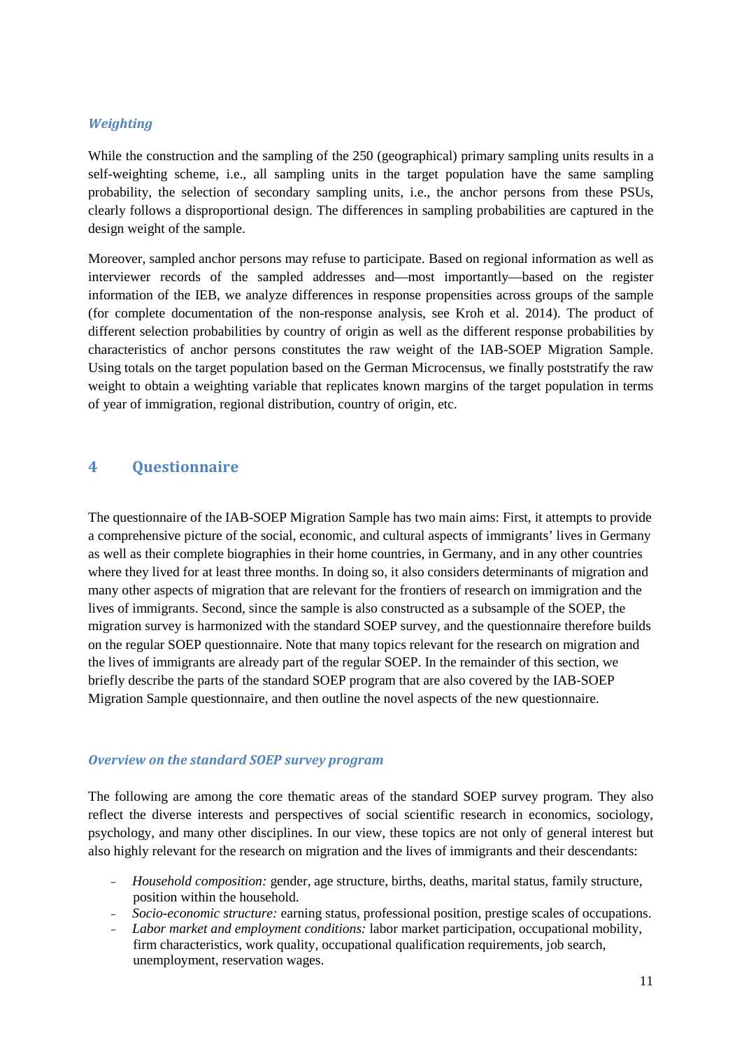### *Weighting*

While the construction and the sampling of the 250 (geographical) primary sampling units results in a self-weighting scheme, i.e., all sampling units in the target population have the same sampling probability, the selection of secondary sampling units, i.e., the anchor persons from these PSUs, clearly follows a disproportional design. The differences in sampling probabilities are captured in the design weight of the sample.

Moreover, sampled anchor persons may refuse to participate. Based on regional information as well as interviewer records of the sampled addresses and—most importantly—based on the register information of the IEB, we analyze differences in response propensities across groups of the sample (for complete documentation of the non-response analysis, see Kroh et al. 2014). The product of different selection probabilities by country of origin as well as the different response probabilities by characteristics of anchor persons constitutes the raw weight of the IAB-SOEP Migration Sample. Using totals on the target population based on the German Microcensus, we finally poststratify the raw weight to obtain a weighting variable that replicates known margins of the target population in terms of year of immigration, regional distribution, country of origin, etc.

## 4 Questionnaire

The questionnaire of the IAB-SOEP Migration Sample has two main aims: First, it attempts to provide a comprehensive picture of the social, economic, and cultural aspects of immigrants' lives in Germany as well as their complete biographies in their home countries, in Germany, and in any other countries where they lived for at least three months. In doing so, it also considers determinants of migration and many other aspects of migration that are relevant for the frontiers of research on immigration and the lives of immigrants. Second, since the sample is also constructed as a subsample of the SOEP, the migration survey is harmonized with the standard SOEP survey, and the questionnaire therefore builds on the regular SOEP questionnaire. Note that many topics relevant for the research on migration and the lives of immigrants are already part of the regular SOEP. In the remainder of this section, we briefly describe the parts of the standard SOEP program that are also covered by the IAB-SOEP Migration Sample questionnaire, and then outline the novel aspects of the new questionnaire.

### *Overview on the standard SOEP survey program*

The following are among the core thematic areas of the standard SOEP survey program. They also reflect the diverse interests and perspectives of social scientific research in economics, sociology, psychology, and many other disciplines. In our view, these topics are not only of general interest but also highly relevant for the research on migration and the lives of immigrants and their descendants:

- *Household composition:* gender, age structure, births, deaths, marital status, family structure, position within the household.
- *Socio-economic structure:* earning status, professional position, prestige scales of occupations.
- *Labor market and employment conditions:* labor market participation, occupational mobility, firm characteristics, work quality, occupational qualification requirements, job search, unemployment, reservation wages.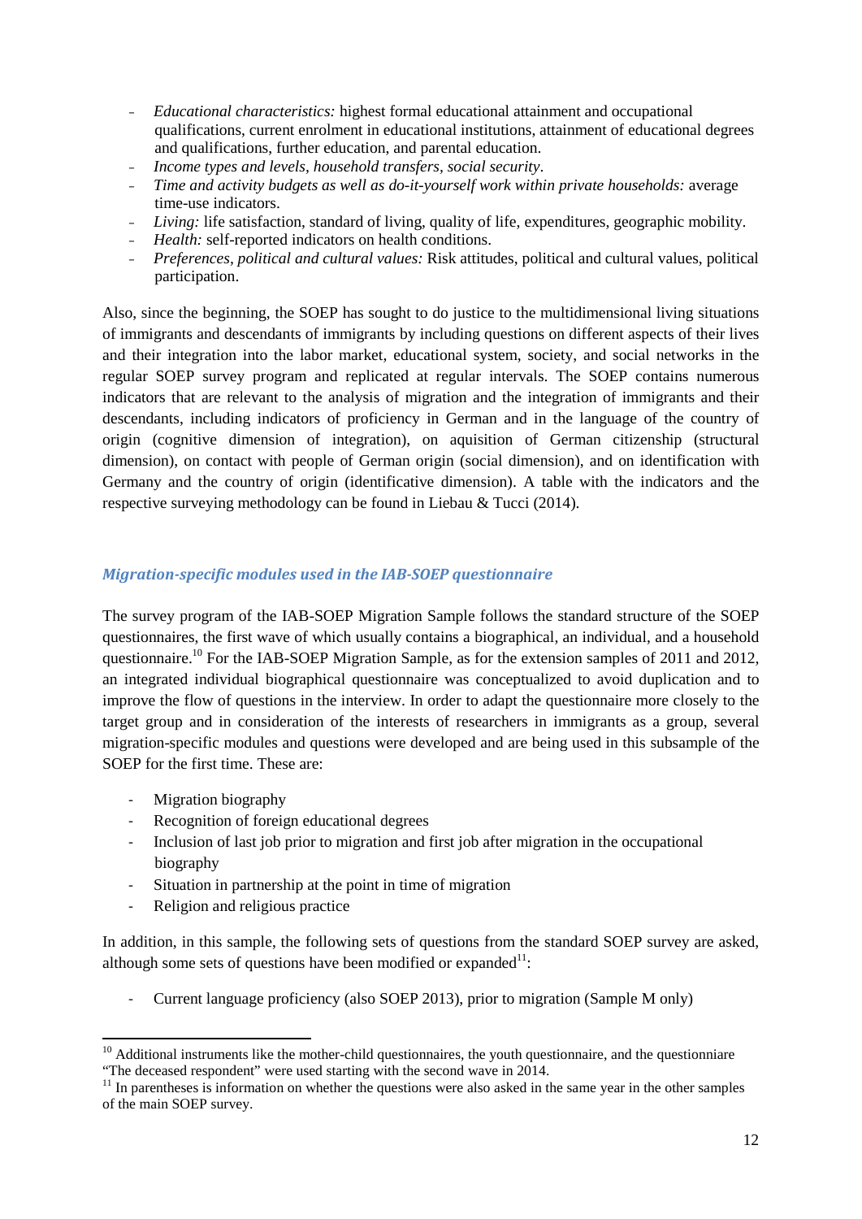- *Educational characteristics:* highest formal educational attainment and occupational qualifications, current enrolment in educational institutions, attainment of educational degrees and qualifications, further education, and parental education.
- *Income types and levels, household transfers, social security*.
- *Time and activity budgets as well as do-it-yourself work within private households:* average time-use indicators.
- *Living:* life satisfaction, standard of living, quality of life, expenditures, geographic mobility.
- *Health:* self-reported indicators on health conditions.
- *Preferences, political and cultural values:* Risk attitudes, political and cultural values, political participation.

Also, since the beginning, the SOEP has sought to do justice to the multidimensional living situations of immigrants and descendants of immigrants by including questions on different aspects of their lives and their integration into the labor market, educational system, society, and social networks in the regular SOEP survey program and replicated at regular intervals. The SOEP contains numerous indicators that are relevant to the analysis of migration and the integration of immigrants and their descendants, including indicators of proficiency in German and in the language of the country of origin (cognitive dimension of integration), on aquisition of German citizenship (structural dimension), on contact with people of German origin (social dimension), and on identification with Germany and the country of origin (identificative dimension). A table with the indicators and the respective surveying methodology can be found in Liebau & Tucci (2014).

### *Migration-specific modules used in the IAB-SOEP questionnaire*

The survey program of the IAB-SOEP Migration Sample follows the standard structure of the SOEP questionnaires, the first wave of which usually contains a biographical, an individual, and a household questionnaire.[10] For the IAB-SOEP Migration Sample, as for the extension samples of 2011 and 2012, an integrated individual biographical questionnaire was conceptualized to avoid duplication and to improve the flow of questions in the interview. In order to adapt the questionnaire more closely to the target group and in consideration of the interests of researchers in immigrants as a group, several migration-specific modules and questions were developed and are being used in this subsample of the SOEP for the first time. These are:

- Migration biography
- Recognition of foreign educational degrees
- Inclusion of last job prior to migration and first job after migration in the occupational biography
- Situation in partnership at the point in time of migration
- Religion and religious practice

In addition, in this sample, the following sets of questions from the standard SOEP survey are asked, although some sets of questions have been modified or expanded[11]:

- Current language proficiency (also SOEP 2013), prior to migration (Sample M only)

[10] Additional instruments like the mother-child questionnaires, the youth questionnaire, and the questionniare "The deceased respondent" were used starting with the second wave in 2014.

[11] In parentheses is information on whether the questions were also asked in the same year in the other samples of the main SOEP survey.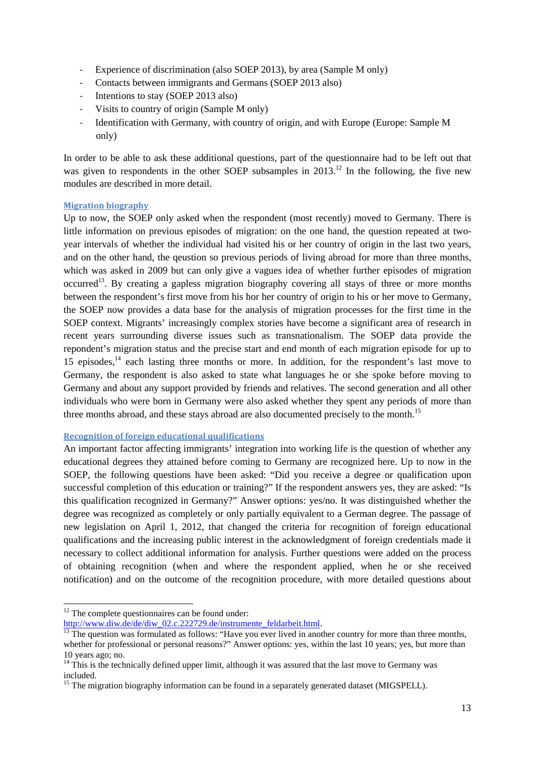- Experience of discrimination (also SOEP 2013), by area (Sample M only)
- Contacts between immigrants and Germans (SOEP 2013 also)
- Intentions to stay (SOEP 2013 also)
- Visits to country of origin (Sample M only)
- Identification with Germany, with country of origin, and with Europe (Europe: Sample M only)

In order to be able to ask these additional questions, part of the questionnaire had to be left out that was given to respondents in the other SOEP subsamples in 2013.[12] In the following, the five new modules are described in more detail.

### Migration biography

Up to now, the SOEP only asked when the respondent (most recently) moved to Germany. There is little information on previous episodes of migration: on the one hand, the question repeated at two-year intervals of whether the individual had visited his or her country of origin in the last two years, and on the other hand, the qeustion so previous periods of living abroad for more than three months, which was asked in 2009 but can only give a vagues idea of whether further episodes of migration occurred[13]. By creating a gapless migration biography covering all stays of three or more months between the respondent's first move from his hor her country of origin to his or her move to Germany, the SOEP now provides a data base for the analysis of migration processes for the first time in the SOEP context. Migrants' increasingly complex stories have become a significant area of research in recent years surrounding diverse issues such as transnationalism. The SOEP data provide the repondent's migration status and the precise start and end month of each migration episode for up to 15 episodes,[14] each lasting three months or more. In addition, for the respondent's last move to Germany, the respondent is also asked to state what languages he or she spoke before moving to Germany and about any support provided by friends and relatives. The second generation and all other individuals who were born in Germany were also asked whether they spent any periods of more than three months abroad, and these stays abroad are also documented precisely to the month.[15]

### Recognition of foreign educational qualifications

An important factor affecting immigrants' integration into working life is the question of whether any educational degrees they attained before coming to Germany are recognized here. Up to now in the SOEP, the following questions have been asked: "Did you receive a degree or qualification upon successful completion of this education or training?" If the respondent answers yes, they are asked: "Is this qualification recognized in Germany?" Answer options: yes/no. It was distinguished whether the degree was recognized as completely or only partially equivalent to a German degree. The passage of new legislation on April 1, 2012, that changed the criteria for recognition of foreign educational qualifications and the increasing public interest in the acknowledgment of foreign credentials made it necessary to collect additional information for analysis. Further questions were added on the process of obtaining recognition (when and where the respondent applied, when he or she received notification) and on the outcome of the recognition procedure, with more detailed questions about

---

[12] The complete questionnaires can be found under: http://www.diw.de/de/diw_02.c.222729.de/instrumente_feldarbeit.html.

[13] The question was formulated as follows: "Have you ever lived in another country for more than three months, whether for professional or personal reasons?" Answer options: yes, within the last 10 years; yes, but more than 10 years ago; no.

[14] This is the technically defined upper limit, although it was assured that the last move to Germany was included.

[15] The migration biography information can be found in a separately generated dataset (MIGSPELL).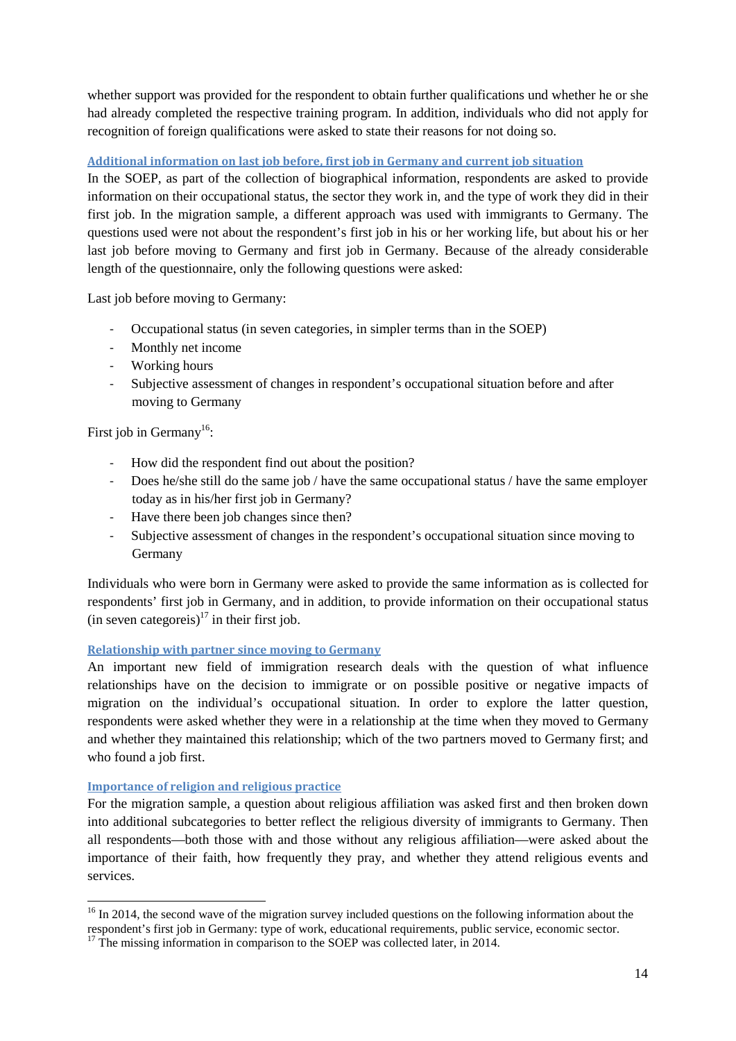whether support was provided for the respondent to obtain further qualifications und whether he or she had already completed the respective training program. In addition, individuals who did not apply for recognition of foreign qualifications were asked to state their reasons for not doing so.

### Additional information on last job before, first job in Germany and current job situation

In the SOEP, as part of the collection of biographical information, respondents are asked to provide information on their occupational status, the sector they work in, and the type of work they did in their first job. In the migration sample, a different approach was used with immigrants to Germany. The questions used were not about the respondent's first job in his or her working life, but about his or her last job before moving to Germany and first job in Germany. Because of the already considerable length of the questionnaire, only the following questions were asked:

Last job before moving to Germany:

- Occupational status (in seven categories, in simpler terms than in the SOEP)
- Monthly net income
- Working hours
- Subjective assessment of changes in respondent's occupational situation before and after moving to Germany

First job in Germany[16]:

- How did the respondent find out about the position?
- Does he/she still do the same job / have the same occupational status / have the same employer today as in his/her first job in Germany?
- Have there been job changes since then?
- Subjective assessment of changes in the respondent's occupational situation since moving to Germany

Individuals who were born in Germany were asked to provide the same information as is collected for respondents' first job in Germany, and in addition, to provide information on their occupational status (in seven categoreis)[17] in their first job.

### Relationship with partner since moving to Germany

An important new field of immigration research deals with the question of what influence relationships have on the decision to immigrate or on possible positive or negative impacts of migration on the individual's occupational situation. In order to explore the latter question, respondents were asked whether they were in a relationship at the time when they moved to Germany and whether they maintained this relationship; which of the two partners moved to Germany first; and who found a job first.

### Importance of religion and religious practice

For the migration sample, a question about religious affiliation was asked first and then broken down into additional subcategories to better reflect the religious diversity of immigrants to Germany. Then all respondents—both those with and those without any religious affiliation—were asked about the importance of their faith, how frequently they pray, and whether they attend religious events and services.

---

[16] In 2014, the second wave of the migration survey included questions on the following information about the respondent's first job in Germany: type of work, educational requirements, public service, economic sector.

[17] The missing information in comparison to the SOEP was collected later, in 2014.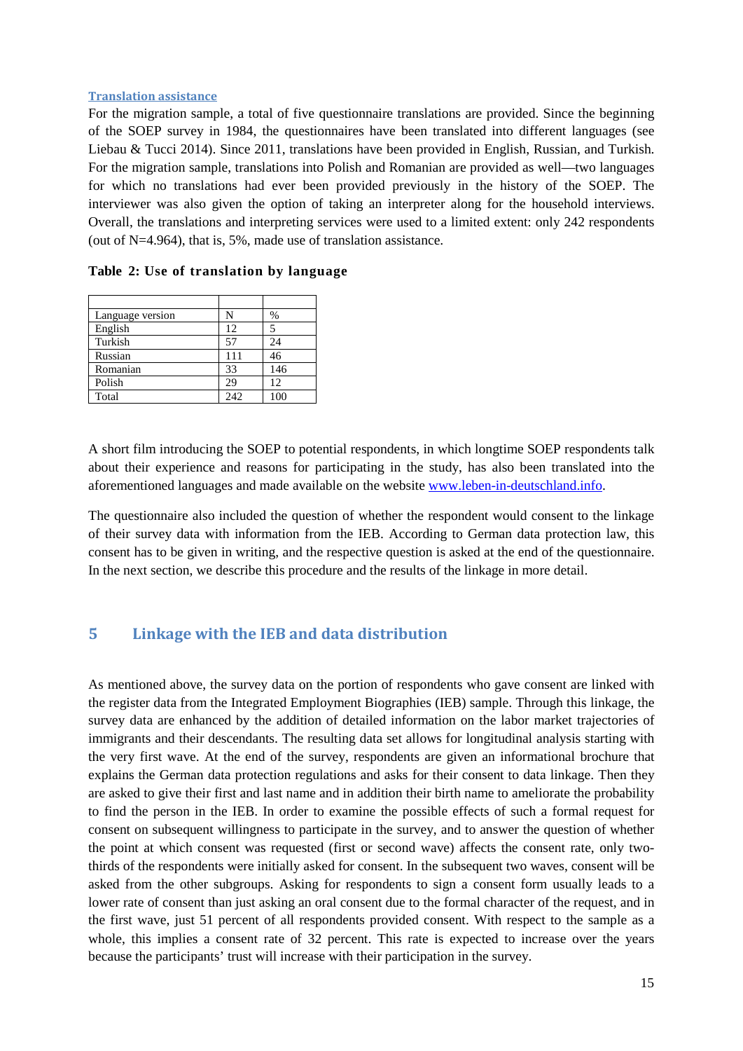### Translation assistance

For the migration sample, a total of five questionnaire translations are provided. Since the beginning of the SOEP survey in 1984, the questionnaires have been translated into different languages (see Liebau & Tucci 2014). Since 2011, translations have been provided in English, Russian, and Turkish. For the migration sample, translations into Polish and Romanian are provided as well—two languages for which no translations had ever been provided previously in the history of the SOEP. The interviewer was also given the option of taking an interpreter along for the household interviews. Overall, the translations and interpreting services were used to a limited extent: only 242 respondents (out of N=4.964), that is, 5%, made use of translation assistance.

**Table 2: Use of translation by language**

| Language version | N | % |
|---|---|---|
| English | 12 | 5 |
| Turkish | 57 | 24 |
| Russian | 111 | 46 |
| Romanian | 33 | 146 |
| Polish | 29 | 12 |
| Total | 242 | 100 |

A short film introducing the SOEP to potential respondents, in which longtime SOEP respondents talk about their experience and reasons for participating in the study, has also been translated into the aforementioned languages and made available on the website www.leben-in-deutschland.info.

The questionnaire also included the question of whether the respondent would consent to the linkage of their survey data with information from the IEB. According to German data protection law, this consent has to be given in writing, and the respective question is asked at the end of the questionnaire. In the next section, we describe this procedure and the results of the linkage in more detail.

## 5 Linkage with the IEB and data distribution

As mentioned above, the survey data on the portion of respondents who gave consent are linked with the register data from the Integrated Employment Biographies (IEB) sample. Through this linkage, the survey data are enhanced by the addition of detailed information on the labor market trajectories of immigrants and their descendants. The resulting data set allows for longitudinal analysis starting with the very first wave. At the end of the survey, respondents are given an informational brochure that explains the German data protection regulations and asks for their consent to data linkage. Then they are asked to give their first and last name and in addition their birth name to ameliorate the probability to find the person in the IEB. In order to examine the possible effects of such a formal request for consent on subsequent willingness to participate in the survey, and to answer the question of whether the point at which consent was requested (first or second wave) affects the consent rate, only two-thirds of the respondents were initially asked for consent. In the subsequent two waves, consent will be asked from the other subgroups. Asking for respondents to sign a consent form usually leads to a lower rate of consent than just asking an oral consent due to the formal character of the request, and in the first wave, just 51 percent of all respondents provided consent. With respect to the sample as a whole, this implies a consent rate of 32 percent. This rate is expected to increase over the years because the participants' trust will increase with their participation in the survey.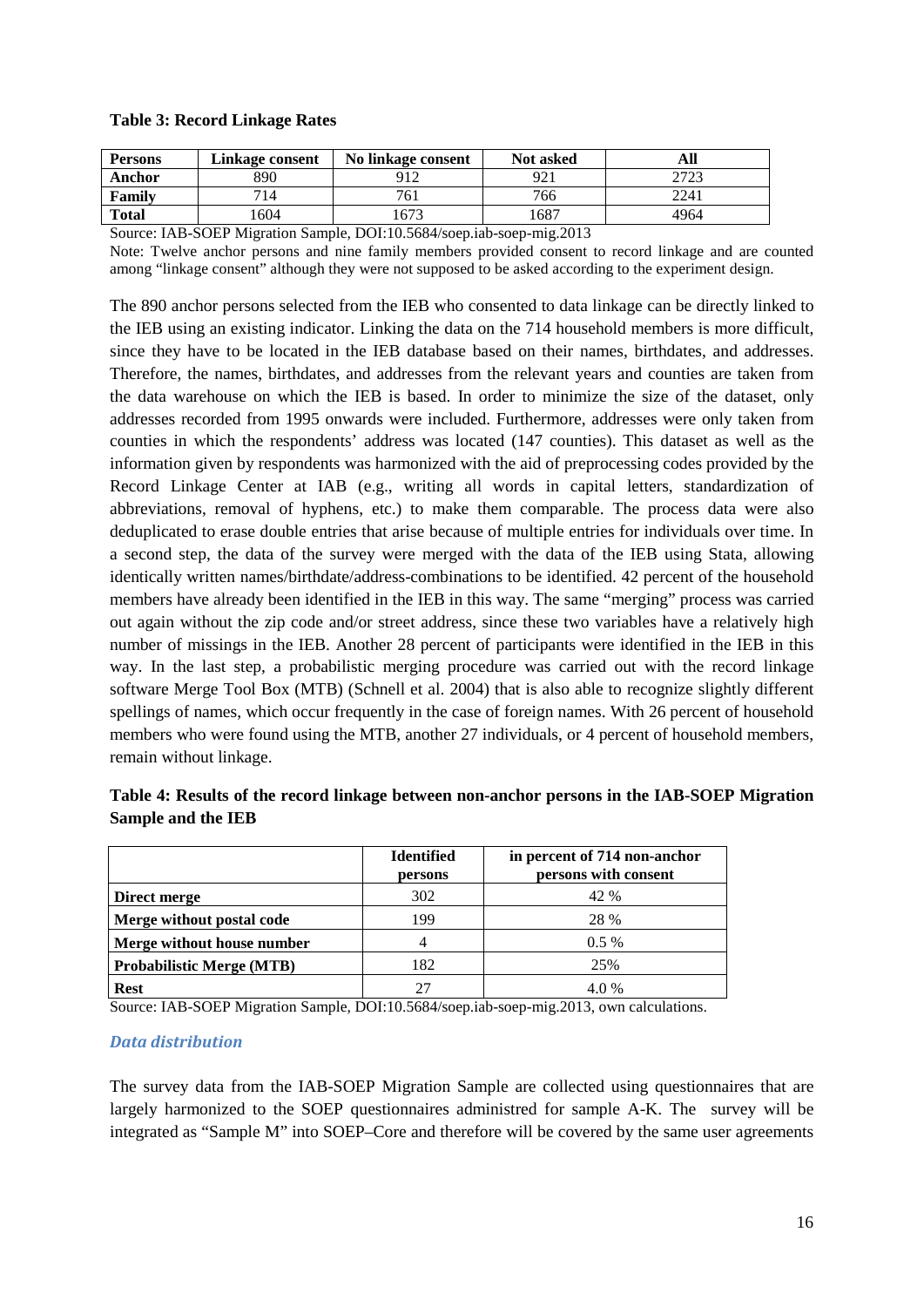**Table 3: Record Linkage Rates**

| Persons | Linkage consent | No linkage consent | Not asked | All |
|---|---|---|---|---|
| Anchor | 890 | 912 | 921 | 2723 |
| Family | 714 | 761 | 766 | 2241 |
| Total | 1604 | 1673 | 1687 | 4964 |

Source: IAB-SOEP Migration Sample, DOI:10.5684/soep.iab-soep-mig.2013

Note: Twelve anchor persons and nine family members provided consent to record linkage and are counted among "linkage consent" although they were not supposed to be asked according to the experiment design.

The 890 anchor persons selected from the IEB who consented to data linkage can be directly linked to the IEB using an existing indicator. Linking the data on the 714 household members is more difficult, since they have to be located in the IEB database based on their names, birthdates, and addresses. Therefore, the names, birthdates, and addresses from the relevant years and counties are taken from the data warehouse on which the IEB is based. In order to minimize the size of the dataset, only addresses recorded from 1995 onwards were included. Furthermore, addresses were only taken from counties in which the respondents' address was located (147 counties). This dataset as well as the information given by respondents was harmonized with the aid of preprocessing codes provided by the Record Linkage Center at IAB (e.g., writing all words in capital letters, standardization of abbreviations, removal of hyphens, etc.) to make them comparable. The process data were also deduplicated to erase double entries that arise because of multiple entries for individuals over time. In a second step, the data of the survey were merged with the data of the IEB using Stata, allowing identically written names/birthdate/address-combinations to be identified. 42 percent of the household members have already been identified in the IEB in this way. The same "merging" process was carried out again without the zip code and/or street address, since these two variables have a relatively high number of missings in the IEB. Another 28 percent of participants were identified in the IEB in this way. In the last step, a probabilistic merging procedure was carried out with the record linkage software Merge Tool Box (MTB) (Schnell et al. 2004) that is also able to recognize slightly different spellings of names, which occur frequently in the case of foreign names. With 26 percent of household members who were found using the MTB, another 27 individuals, or 4 percent of household members, remain without linkage.

**Table 4: Results of the record linkage between non-anchor persons in the IAB-SOEP Migration Sample and the IEB**

| | Identified persons | in percent of 714 non-anchor persons with consent |
|---|---|---|
| **Direct merge** | 302 | 42 % |
| **Merge without postal code** | 199 | 28 % |
| **Merge without house number** | 4 | 0.5 % |
| **Probabilistic Merge (MTB)** | 182 | 25% |
| **Rest** | 27 | 4.0 % |

Source: IAB-SOEP Migration Sample, DOI:10.5684/soep.iab-soep-mig.2013, own calculations.

### *Data distribution*

The survey data from the IAB-SOEP Migration Sample are collected using questionnaires that are largely harmonized to the SOEP questionnaires administred for sample A-K. The survey will be integrated as "Sample M" into SOEP–Core and therefore will be covered by the same user agreements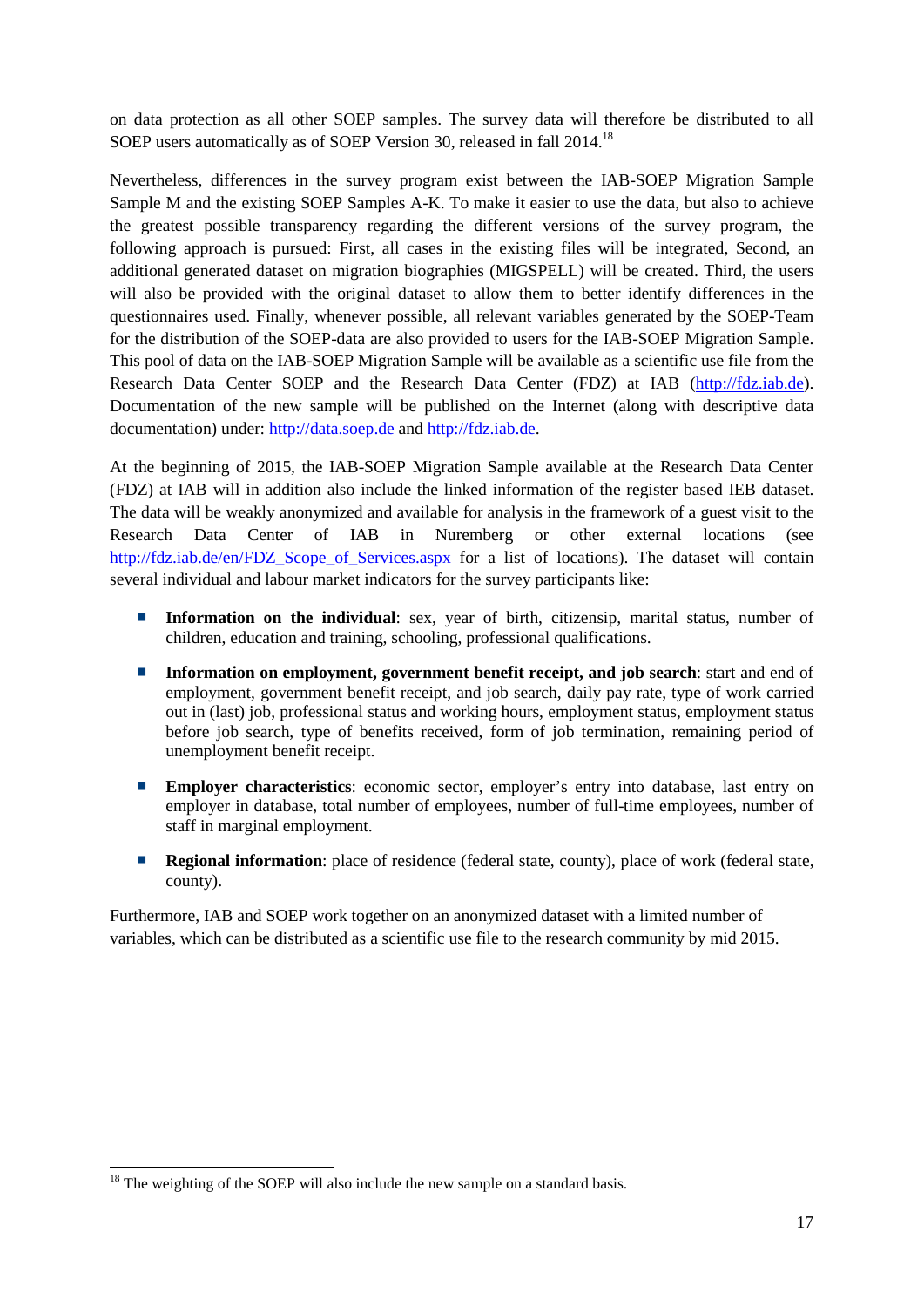on data protection as all other SOEP samples. The survey data will therefore be distributed to all SOEP users automatically as of SOEP Version 30, released in fall 2014.[18]

Nevertheless, differences in the survey program exist between the IAB-SOEP Migration Sample Sample M and the existing SOEP Samples A-K. To make it easier to use the data, but also to achieve the greatest possible transparency regarding the different versions of the survey program, the following approach is pursued: First, all cases in the existing files will be integrated, Second, an additional generated dataset on migration biographies (MIGSPELL) will be created. Third, the users will also be provided with the original dataset to allow them to better identify differences in the questionnaires used. Finally, whenever possible, all relevant variables generated by the SOEP-Team for the distribution of the SOEP-data are also provided to users for the IAB-SOEP Migration Sample. This pool of data on the IAB-SOEP Migration Sample will be available as a scientific use file from the Research Data Center SOEP and the Research Data Center (FDZ) at IAB (http://fdz.iab.de). Documentation of the new sample will be published on the Internet (along with descriptive data documentation) under: http://data.soep.de and http://fdz.iab.de.

At the beginning of 2015, the IAB-SOEP Migration Sample available at the Research Data Center (FDZ) at IAB will in addition also include the linked information of the register based IEB dataset. The data will be weakly anonymized and available for analysis in the framework of a guest visit to the Research Data Center of IAB in Nuremberg or other external locations (see http://fdz.iab.de/en/FDZ_Scope_of_Services.aspx for a list of locations). The dataset will contain several individual and labour market indicators for the survey participants like:

- **Information on the individual**: sex, year of birth, citizensip, marital status, number of children, education and training, schooling, professional qualifications.
- **Information on employment, government benefit receipt, and job search**: start and end of employment, government benefit receipt, and job search, daily pay rate, type of work carried out in (last) job, professional status and working hours, employment status, employment status before job search, type of benefits received, form of job termination, remaining period of unemployment benefit receipt.
- **Employer characteristics**: economic sector, employer's entry into database, last entry on employer in database, total number of employees, number of full-time employees, number of staff in marginal employment.
- **Regional information**: place of residence (federal state, county), place of work (federal state, county).

Furthermore, IAB and SOEP work together on an anonymized dataset with a limited number of variables, which can be distributed as a scientific use file to the research community by mid 2015.

[18] The weighting of the SOEP will also include the new sample on a standard basis.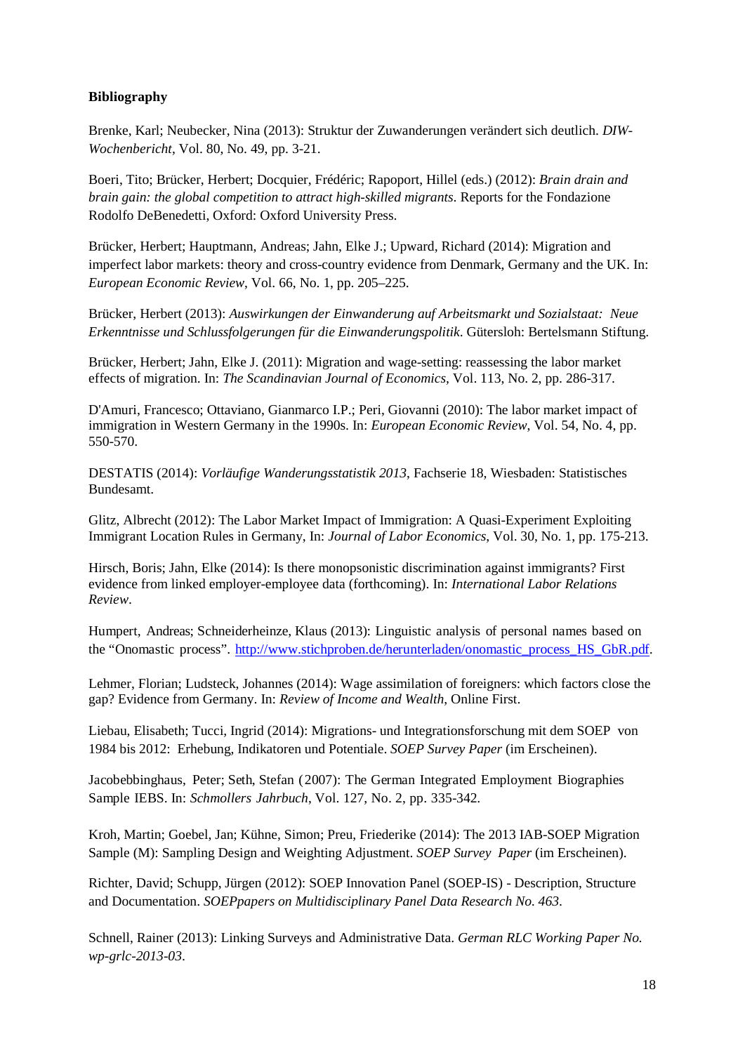**Bibliography**

Brenke, Karl; Neubecker, Nina (2013): Struktur der Zuwanderungen verändert sich deutlich. *DIW-Wochenbericht*, Vol. 80, No. 49, pp. 3-21.

Boeri, Tito; Brücker, Herbert; Docquier, Frédéric; Rapoport, Hillel (eds.) (2012): *Brain drain and brain gain: the global competition to attract high-skilled migrants*. Reports for the Fondazione Rodolfo DeBenedetti, Oxford: Oxford University Press.

Brücker, Herbert; Hauptmann, Andreas; Jahn, Elke J.; Upward, Richard (2014): Migration and imperfect labor markets: theory and cross-country evidence from Denmark, Germany and the UK. In: *European Economic Review*, Vol. 66, No. 1, pp. 205–225.

Brücker, Herbert (2013): *Auswirkungen der Einwanderung auf Arbeitsmarkt und Sozialstaat: Neue Erkenntnisse und Schlussfolgerungen für die Einwanderungspolitik*. Gütersloh: Bertelsmann Stiftung.

Brücker, Herbert; Jahn, Elke J. (2011): Migration and wage-setting: reassessing the labor market effects of migration. In: *The Scandinavian Journal of Economics*, Vol. 113, No. 2, pp. 286-317.

D'Amuri, Francesco; Ottaviano, Gianmarco I.P.; Peri, Giovanni (2010): The labor market impact of immigration in Western Germany in the 1990s. In: *European Economic Review*, Vol. 54, No. 4, pp. 550-570.

DESTATIS (2014): *Vorläufige Wanderungsstatistik 2013*, Fachserie 18, Wiesbaden: Statistisches Bundesamt.

Glitz, Albrecht (2012): The Labor Market Impact of Immigration: A Quasi-Experiment Exploiting Immigrant Location Rules in Germany, In: *Journal of Labor Economics*, Vol. 30, No. 1, pp. 175-213.

Hirsch, Boris; Jahn, Elke (2014): Is there monopsonistic discrimination against immigrants? First evidence from linked employer-employee data (forthcoming). In: *International Labor Relations Review*.

Humpert, Andreas; Schneiderheinze, Klaus (2013): Linguistic analysis of personal names based on the "Onomastic process". http://www.stichproben.de/herunterladen/onomastic_process_HS_GbR.pdf.

Lehmer, Florian; Ludsteck, Johannes (2014): Wage assimilation of foreigners: which factors close the gap? Evidence from Germany. In: *Review of Income and Wealth*, Online First.

Liebau, Elisabeth; Tucci, Ingrid (2014): Migrations- und Integrationsforschung mit dem SOEP von 1984 bis 2012: Erhebung, Indikatoren und Potentiale. *SOEP Survey Paper* (im Erscheinen).

Jacobebbinghaus, Peter; Seth, Stefan (2007): The German Integrated Employment Biographies Sample IEBS. In: *Schmollers Jahrbuch*, Vol. 127, No. 2, pp. 335-342.

Kroh, Martin; Goebel, Jan; Kühne, Simon; Preu, Friederike (2014): The 2013 IAB-SOEP Migration Sample (M): Sampling Design and Weighting Adjustment. *SOEP Survey Paper* (im Erscheinen).

Richter, David; Schupp, Jürgen (2012): SOEP Innovation Panel (SOEP-IS) - Description, Structure and Documentation. *SOEPpapers on Multidisciplinary Panel Data Research No. 463*.

Schnell, Rainer (2013): Linking Surveys and Administrative Data. *German RLC Working Paper No. wp-grlc-2013-03*.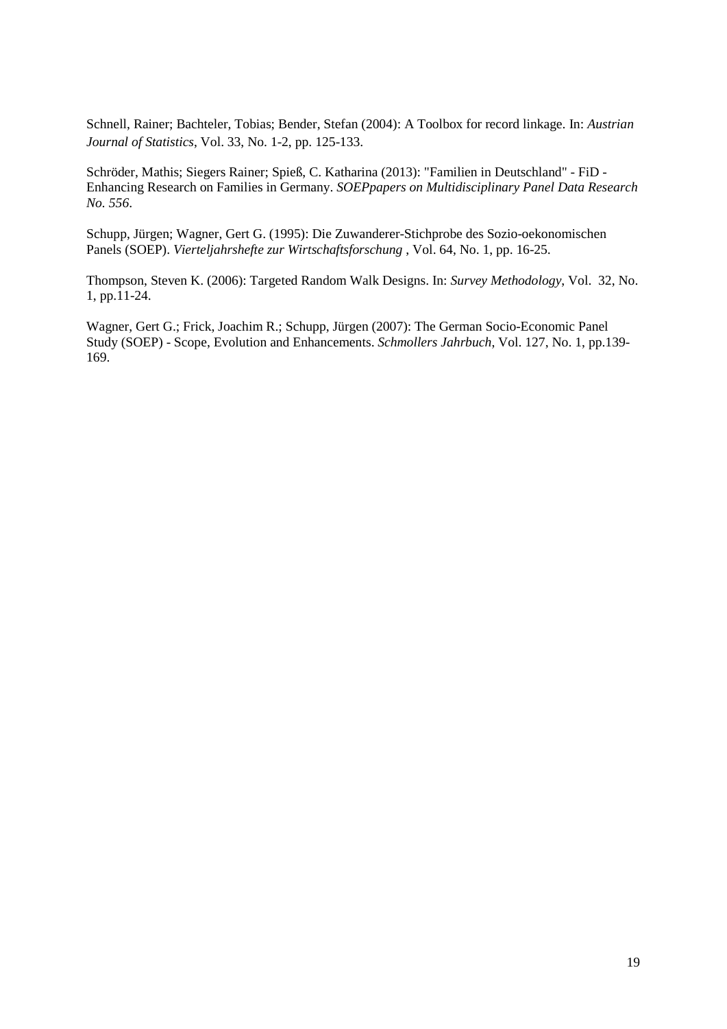Schnell, Rainer; Bachteler, Tobias; Bender, Stefan (2004): A Toolbox for record linkage. In: *Austrian Journal of Statistics*, Vol. 33, No. 1-2, pp. 125-133.

Schröder, Mathis; Siegers Rainer; Spieß, C. Katharina (2013): "Familien in Deutschland" - FiD - Enhancing Research on Families in Germany. *SOEPpapers on Multidisciplinary Panel Data Research No. 556*.

Schupp, Jürgen; Wagner, Gert G. (1995): Die Zuwanderer-Stichprobe des Sozio-oekonomischen Panels (SOEP). *Vierteljahrshefte zur Wirtschaftsforschung* , Vol. 64, No. 1, pp. 16-25.

Thompson, Steven K. (2006): Targeted Random Walk Designs. In: *Survey Methodology*, Vol. 32, No. 1, pp.11-24.

Wagner, Gert G.; Frick, Joachim R.; Schupp, Jürgen (2007): The German Socio-Economic Panel Study (SOEP) - Scope, Evolution and Enhancements. *Schmollers Jahrbuch,* Vol. 127, No. 1, pp.139-169.